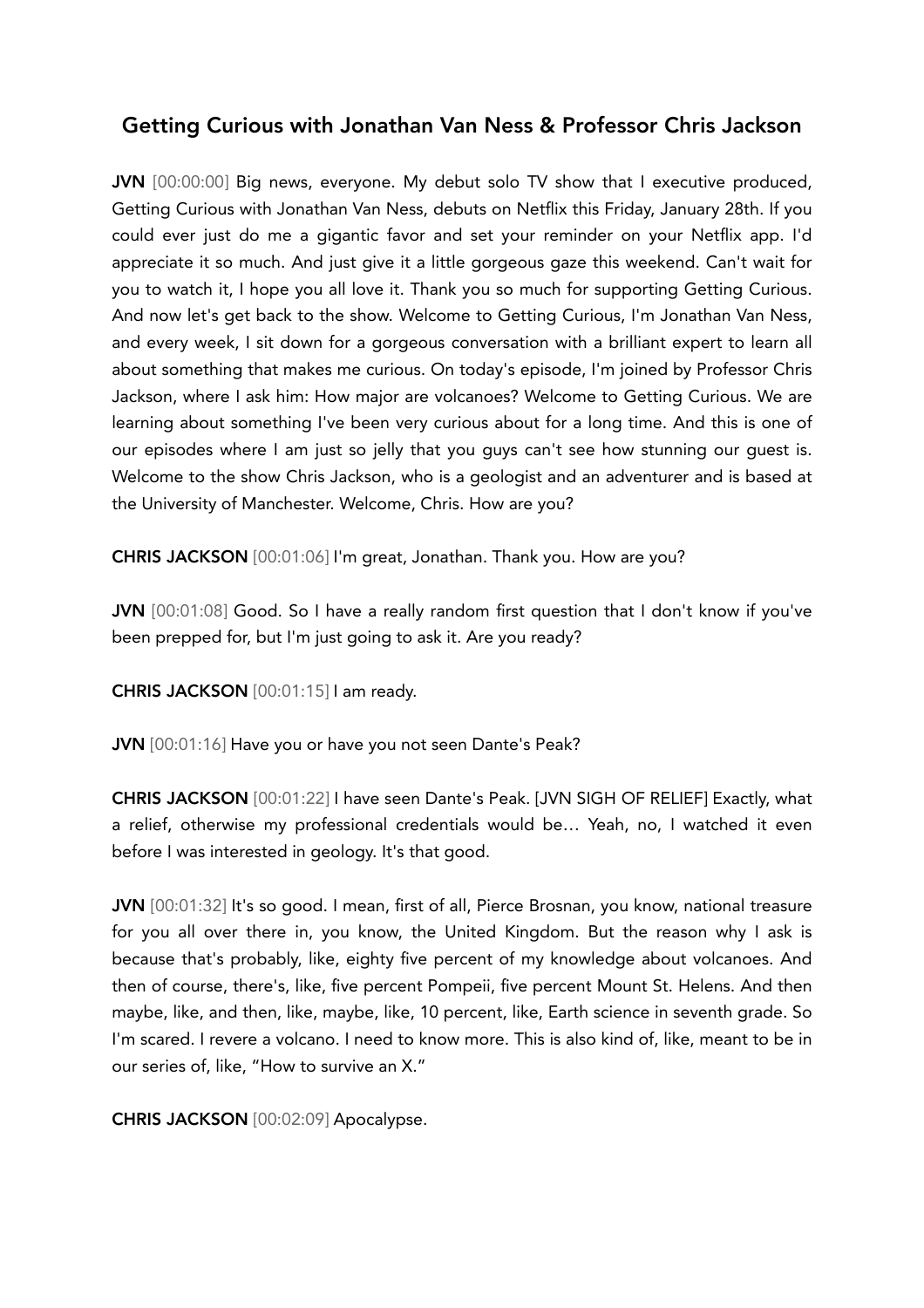# Getting Curious with Jonathan Van Ness & Professor Chris Jackson

**JVN** [00:00:00] Big news, everyone. My debut solo TV show that I executive produced, Getting Curious with Jonathan Van Ness, debuts on Netflix this Friday, January 28th. If you could ever just do me a gigantic favor and set your reminder on your Netflix app. I'd appreciate it so much. And just give it a little gorgeous gaze this weekend. Can't wait for you to watch it, I hope you all love it. Thank you so much for supporting Getting Curious. And now let's get back to the show. Welcome to Getting Curious, I'm Jonathan Van Ness, and every week, I sit down for a gorgeous conversation with a brilliant expert to learn all about something that makes me curious. On today's episode, I'm joined by Professor Chris Jackson, where I ask him: How major are volcanoes? Welcome to Getting Curious. We are learning about something I've been very curious about for a long time. And this is one of our episodes where I am just so jelly that you guys can't see how stunning our guest is. Welcome to the show Chris Jackson, who is a geologist and an adventurer and is based at the University of Manchester. Welcome, Chris. How are you?

**CHRIS JACKSON** [00:01:06] I'm great, Jonathan. Thank you. How are you?

**JVN** [00:01:08] Good. So I have a really random first question that I don't know if you've been prepped for, but I'm just going to ask it. Are you ready?

**CHRIS JACKSON** [00:01:15] I am ready.

**JVN** [00:01:16] Have you or have you not seen Dante's Peak?

**CHRIS JACKSON** [00:01:22] I have seen Dante's Peak. [JVN SIGH OF RELIEF] Exactly, what a relief, otherwise my professional credentials would be… Yeah, no, I watched it even before I was interested in geology. It's that good.

**JVN** [00:01:32] It's so good. I mean, first of all, Pierce Brosnan, you know, national treasure for you all over there in, you know, the United Kingdom. But the reason why I ask is because that's probably, like, eighty five percent of my knowledge about volcanoes. And then of course, there's, like, five percent Pompeii, five percent Mount St. Helens. And then maybe, like, and then, like, maybe, like, 10 percent, like, Earth science in seventh grade. So I'm scared. I revere a volcano. I need to know more. This is also kind of, like, meant to be in our series of, like, "How to survive an X."

**CHRIS JACKSON** [00:02:09] Apocalypse.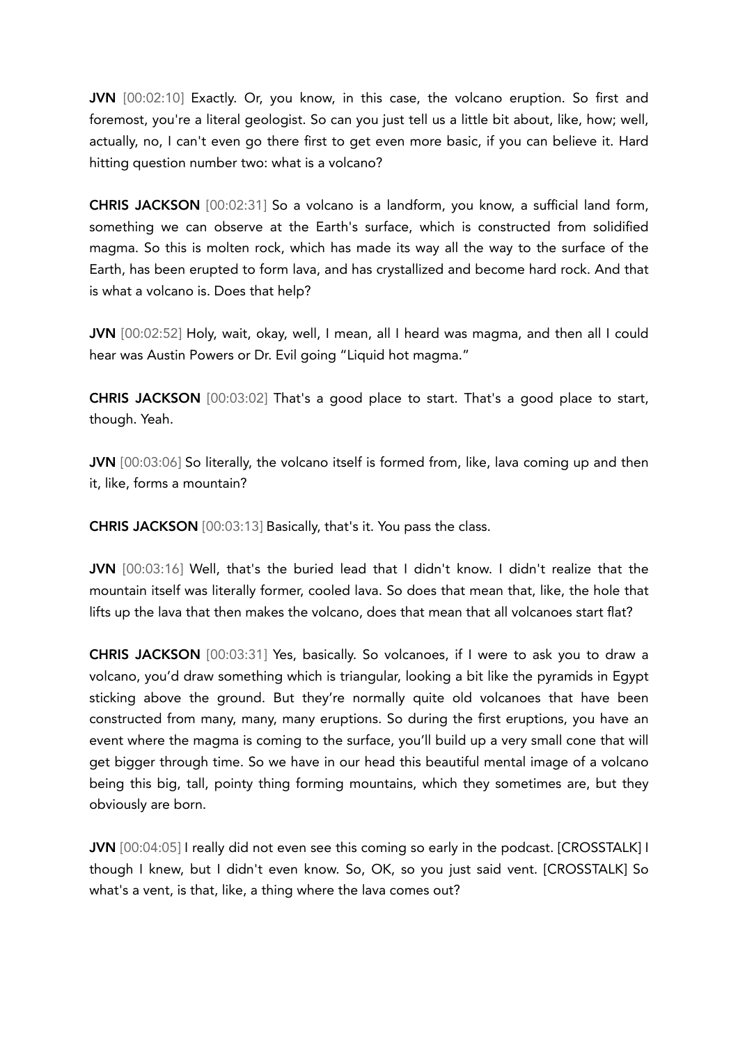**JVN** [00:02:10] Exactly. Or, you know, in this case, the volcano eruption. So first and foremost, you're a literal geologist. So can you just tell us a little bit about, like, how; well, actually, no, I can't even go there first to get even more basic, if you can believe it. Hard hitting question number two: what is a volcano?

**CHRIS JACKSON** [00:02:31] So a volcano is a landform, you know, a sufficial land form, something we can observe at the Earth's surface, which is constructed from solidified magma. So this is molten rock, which has made its way all the way to the surface of the Earth, has been erupted to form lava, and has crystallized and become hard rock. And that is what a volcano is. Does that help?

**JVN** [00:02:52] Holy, wait, okay, well, I mean, all I heard was magma, and then all I could hear was Austin Powers or Dr. Evil going "Liquid hot magma."

**CHRIS JACKSON** [00:03:02] That's a good place to start. That's a good place to start, though. Yeah.

**JVN** [00:03:06] So literally, the volcano itself is formed from, like, lava coming up and then it, like, forms a mountain?

**CHRIS JACKSON** [00:03:13] Basically, that's it. You pass the class.

**JVN** [00:03:16] Well, that's the buried lead that I didn't know. I didn't realize that the mountain itself was literally former, cooled lava. So does that mean that, like, the hole that lifts up the lava that then makes the volcano, does that mean that all volcanoes start flat?

**CHRIS JACKSON** [00:03:31] Yes, basically. So volcanoes, if I were to ask you to draw a volcano, you'd draw something which is triangular, looking a bit like the pyramids in Egypt sticking above the ground. But they're normally quite old volcanoes that have been constructed from many, many, many eruptions. So during the first eruptions, you have an event where the magma is coming to the surface, you'll build up a very small cone that will get bigger through time. So we have in our head this beautiful mental image of a volcano being this big, tall, pointy thing forming mountains, which they sometimes are, but they obviously are born.

**JVN** [00:04:05] I really did not even see this coming so early in the podcast. [CROSSTALK] I though I knew, but I didn't even know. So, OK, so you just said vent. [CROSSTALK] So what's a vent, is that, like, a thing where the lava comes out?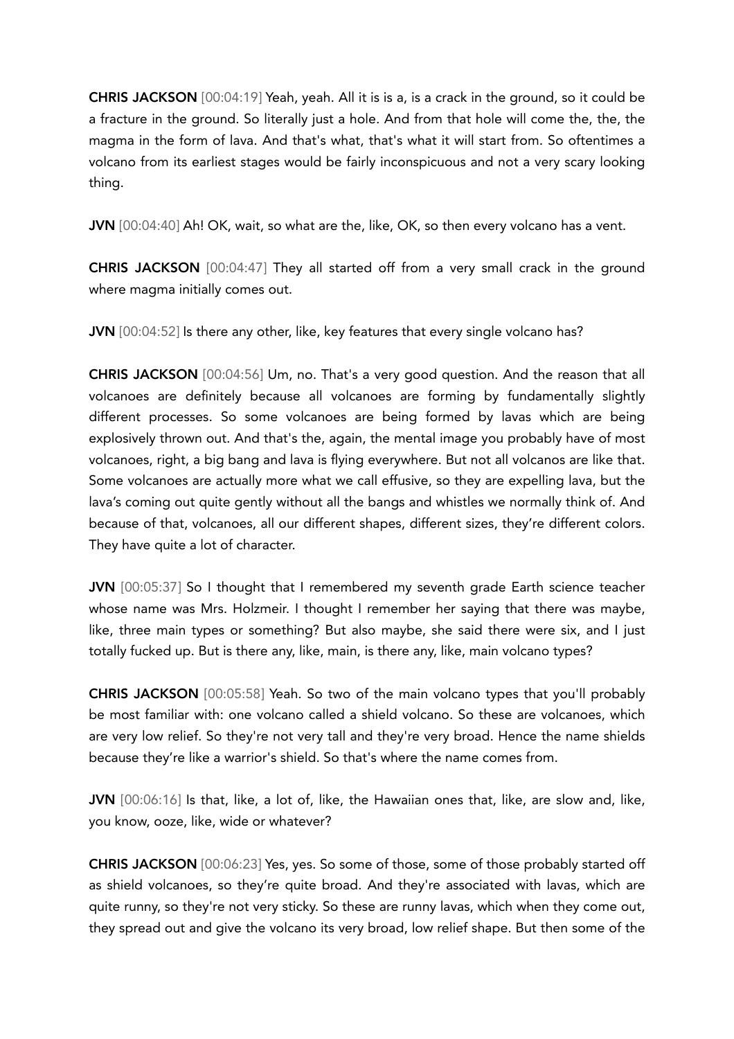**CHRIS JACKSON** [00:04:19] Yeah, yeah. All it is is a, is a crack in the ground, so it could be a fracture in the ground. So literally just a hole. And from that hole will come the, the, the magma in the form of lava. And that's what, that's what it will start from. So oftentimes a volcano from its earliest stages would be fairly inconspicuous and not a very scary looking thing.

**JVN** [00:04:40] Ah! OK, wait, so what are the, like, OK, so then every volcano has a vent.

**CHRIS JACKSON** [00:04:47] They all started off from a very small crack in the ground where magma initially comes out.

**JVN** [00:04:52] Is there any other, like, key features that every single volcano has?

**CHRIS JACKSON** [00:04:56] Um, no. That's a very good question. And the reason that all volcanoes are definitely because all volcanoes are forming by fundamentally slightly different processes. So some volcanoes are being formed by lavas which are being explosively thrown out. And that's the, again, the mental image you probably have of most volcanoes, right, a big bang and lava is flying everywhere. But not all volcanos are like that. Some volcanoes are actually more what we call effusive, so they are expelling lava, but the lava's coming out quite gently without all the bangs and whistles we normally think of. And because of that, volcanoes, all our different shapes, different sizes, they're different colors. They have quite a lot of character.

**JVN** [00:05:37] So I thought that I remembered my seventh grade Earth science teacher whose name was Mrs. Holzmeir. I thought I remember her saying that there was maybe, like, three main types or something? But also maybe, she said there were six, and I just totally fucked up. But is there any, like, main, is there any, like, main volcano types?

**CHRIS JACKSON** [00:05:58] Yeah. So two of the main volcano types that you'll probably be most familiar with: one volcano called a shield volcano. So these are volcanoes, which are very low relief. So they're not very tall and they're very broad. Hence the name shields because they're like a warrior's shield. So that's where the name comes from.

**JVN** [00:06:16] Is that, like, a lot of, like, the Hawaiian ones that, like, are slow and, like, you know, ooze, like, wide or whatever?

**CHRIS JACKSON** [00:06:23] Yes, yes. So some of those, some of those probably started off as shield volcanoes, so they're quite broad. And they're associated with lavas, which are quite runny, so they're not very sticky. So these are runny lavas, which when they come out, they spread out and give the volcano its very broad, low relief shape. But then some of the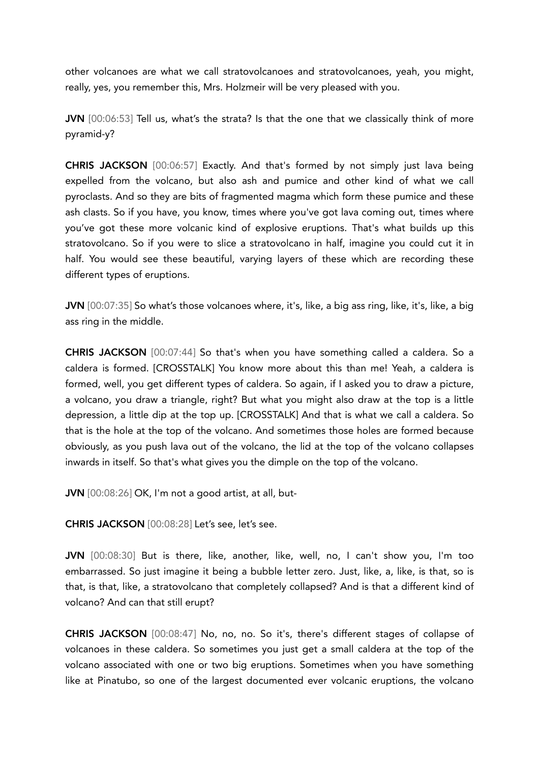other volcanoes are what we call stratovolcanoes and stratovolcanoes, yeah, you might, really, yes, you remember this, Mrs. Holzmeir will be very pleased with you.

**JVN** [00:06:53] Tell us, what's the strata? Is that the one that we classically think of more pyramid-y?

**CHRIS JACKSON** [00:06:57] Exactly. And that's formed by not simply just lava being expelled from the volcano, but also ash and pumice and other kind of what we call pyroclasts. And so they are bits of fragmented magma which form these pumice and these ash clasts. So if you have, you know, times where you've got lava coming out, times where you've got these more volcanic kind of explosive eruptions. That's what builds up this stratovolcano. So if you were to slice a stratovolcano in half, imagine you could cut it in half. You would see these beautiful, varying layers of these which are recording these different types of eruptions.

**JVN** [00:07:35] So what's those volcanoes where, it's, like, a big ass ring, like, it's, like, a big ass ring in the middle.

**CHRIS JACKSON** [00:07:44] So that's when you have something called a caldera. So a caldera is formed. [CROSSTALK] You know more about this than me! Yeah, a caldera is formed, well, you get different types of caldera. So again, if I asked you to draw a picture, a volcano, you draw a triangle, right? But what you might also draw at the top is a little depression, a little dip at the top up. [CROSSTALK] And that is what we call a caldera. So that is the hole at the top of the volcano. And sometimes those holes are formed because obviously, as you push lava out of the volcano, the lid at the top of the volcano collapses inwards in itself. So that's what gives you the dimple on the top of the volcano.

**JVN** [00:08:26] OK, I'm not a good artist, at all, but-

**CHRIS JACKSON** [00:08:28] Let's see, let's see.

**JVN** [00:08:30] But is there, like, another, like, well, no, I can't show you, I'm too embarrassed. So just imagine it being a bubble letter zero. Just, like, a, like, is that, so is that, is that, like, a stratovolcano that completely collapsed? And is that a different kind of volcano? And can that still erupt?

**CHRIS JACKSON** [00:08:47] No, no, no. So it's, there's different stages of collapse of volcanoes in these caldera. So sometimes you just get a small caldera at the top of the volcano associated with one or two big eruptions. Sometimes when you have something like at Pinatubo, so one of the largest documented ever volcanic eruptions, the volcano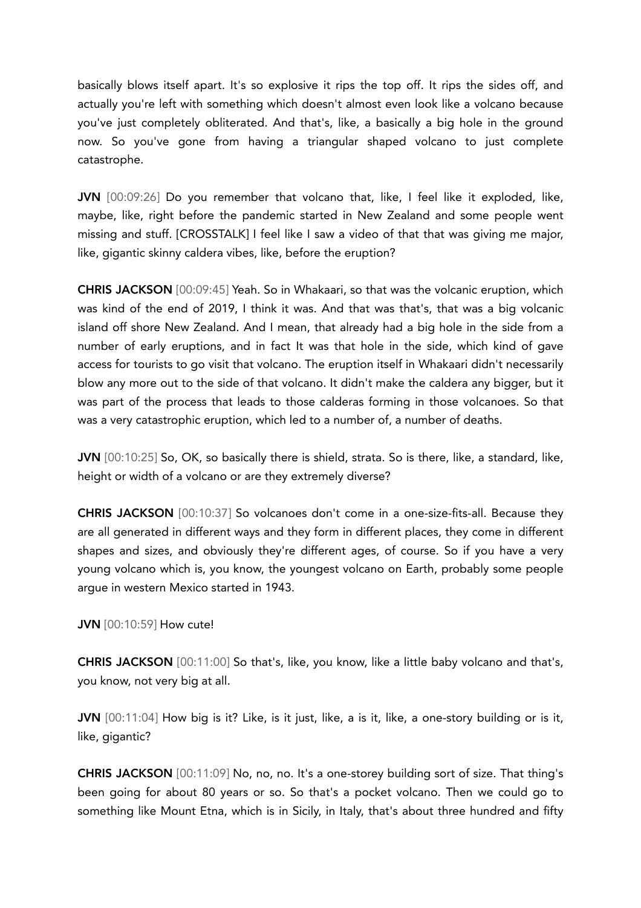basically blows itself apart. It's so explosive it rips the top off. It rips the sides off, and actually you're left with something which doesn't almost even look like a volcano because you've just completely obliterated. And that's, like, a basically a big hole in the ground now. So you've gone from having a triangular shaped volcano to just complete catastrophe.

**JVN** [00:09:26] Do you remember that volcano that, like, I feel like it exploded, like, maybe, like, right before the pandemic started in New Zealand and some people went missing and stuff. [CROSSTALK] I feel like I saw a video of that that was giving me major, like, gigantic skinny caldera vibes, like, before the eruption?

**CHRIS JACKSON** [00:09:45] Yeah. So in Whakaari, so that was the volcanic eruption, which was kind of the end of 2019, I think it was. And that was that's, that was a big volcanic island off shore New Zealand. And I mean, that already had a big hole in the side from a number of early eruptions, and in fact It was that hole in the side, which kind of gave access for tourists to go visit that volcano. The eruption itself in Whakaari didn't necessarily blow any more out to the side of that volcano. It didn't make the caldera any bigger, but it was part of the process that leads to those calderas forming in those volcanoes. So that was a very catastrophic eruption, which led to a number of, a number of deaths.

**JVN** [00:10:25] So, OK, so basically there is shield, strata. So is there, like, a standard, like, height or width of a volcano or are they extremely diverse?

**CHRIS JACKSON** [00:10:37] So volcanoes don't come in a one-size-fits-all. Because they are all generated in different ways and they form in different places, they come in different shapes and sizes, and obviously they're different ages, of course. So if you have a very young volcano which is, you know, the youngest volcano on Earth, probably some people argue in western Mexico started in 1943.

**JVN** [00:10:59] How cute!

**CHRIS JACKSON** [00:11:00] So that's, like, you know, like a little baby volcano and that's, you know, not very big at all.

**JVN** [00:11:04] How big is it? Like, is it just, like, a is it, like, a one-story building or is it, like, gigantic?

**CHRIS JACKSON** [00:11:09] No, no, no. It's a one-storey building sort of size. That thing's been going for about 80 years or so. So that's a pocket volcano. Then we could go to something like Mount Etna, which is in Sicily, in Italy, that's about three hundred and fifty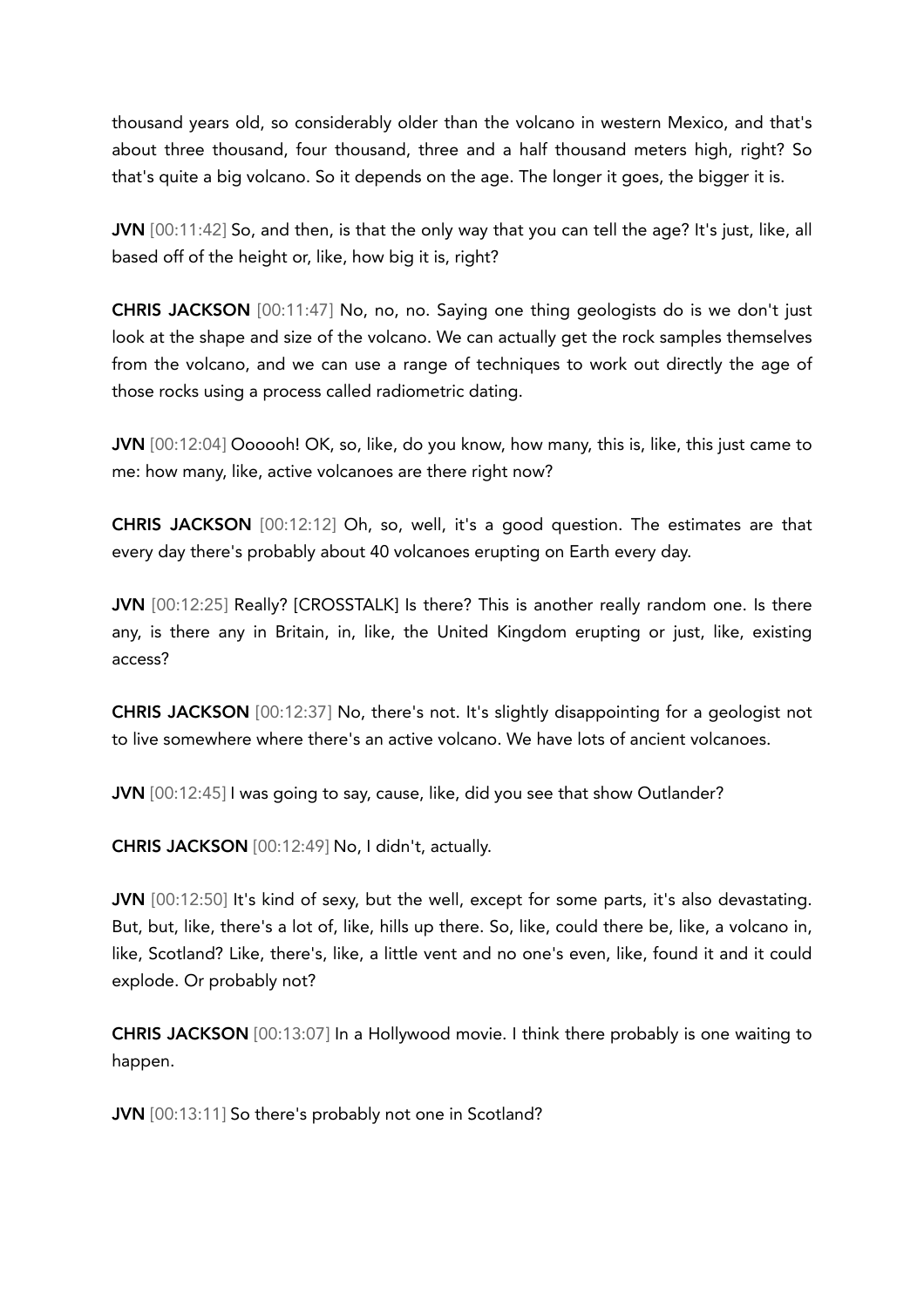thousand years old, so considerably older than the volcano in western Mexico, and that's about three thousand, four thousand, three and a half thousand meters high, right? So that's quite a big volcano. So it depends on the age. The longer it goes, the bigger it is.

**JVN** [00:11:42] So, and then, is that the only way that you can tell the age? It's just, like, all based off of the height or, like, how big it is, right?

**CHRIS JACKSON** [00:11:47] No, no, no. Saying one thing geologists do is we don't just look at the shape and size of the volcano. We can actually get the rock samples themselves from the volcano, and we can use a range of techniques to work out directly the age of those rocks using a process called radiometric dating.

**JVN** [00:12:04] Oooooh! OK, so, like, do you know, how many, this is, like, this just came to me: how many, like, active volcanoes are there right now?

**CHRIS JACKSON** [00:12:12] Oh, so, well, it's a good question. The estimates are that every day there's probably about 40 volcanoes erupting on Earth every day.

**JVN** [00:12:25] Really? [CROSSTALK] Is there? This is another really random one. Is there any, is there any in Britain, in, like, the United Kingdom erupting or just, like, existing access?

**CHRIS JACKSON** [00:12:37] No, there's not. It's slightly disappointing for a geologist not to live somewhere where there's an active volcano. We have lots of ancient volcanoes.

**JVN** [00:12:45] I was going to say, cause, like, did you see that show Outlander?

**CHRIS JACKSON** [00:12:49] No, I didn't, actually.

**JVN** [00:12:50] It's kind of sexy, but the well, except for some parts, it's also devastating. But, but, like, there's a lot of, like, hills up there. So, like, could there be, like, a volcano in, like, Scotland? Like, there's, like, a little vent and no one's even, like, found it and it could explode. Or probably not?

**CHRIS JACKSON** [00:13:07] In a Hollywood movie. I think there probably is one waiting to happen.

**JVN** [00:13:11] So there's probably not one in Scotland?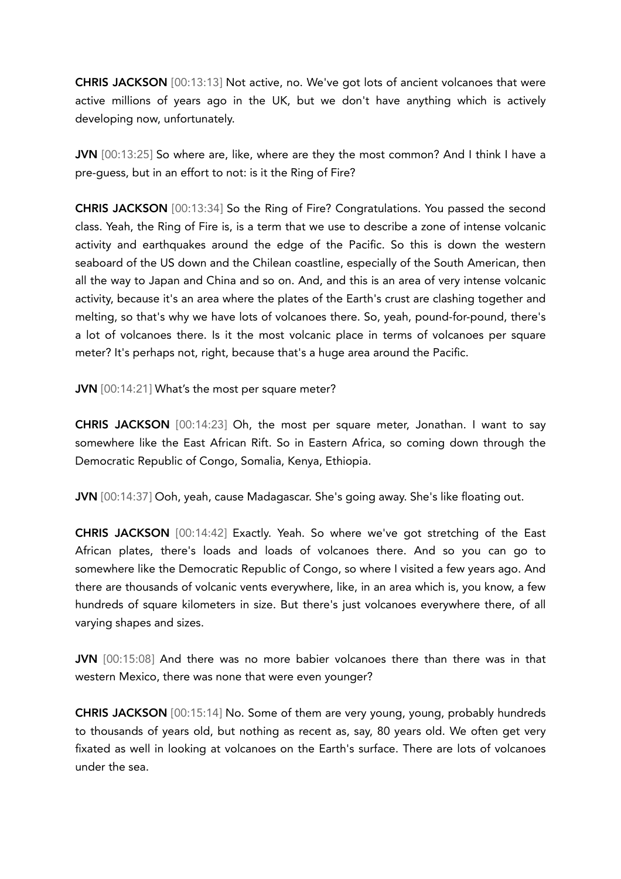**CHRIS JACKSON** [00:13:13] Not active, no. We've got lots of ancient volcanoes that were active millions of years ago in the UK, but we don't have anything which is actively developing now, unfortunately.

**JVN** [00:13:25] So where are, like, where are they the most common? And I think I have a pre-guess, but in an effort to not: is it the Ring of Fire?

**CHRIS JACKSON** [00:13:34] So the Ring of Fire? Congratulations. You passed the second class. Yeah, the Ring of Fire is, is a term that we use to describe a zone of intense volcanic activity and earthquakes around the edge of the Pacific. So this is down the western seaboard of the US down and the Chilean coastline, especially of the South American, then all the way to Japan and China and so on. And, and this is an area of very intense volcanic activity, because it's an area where the plates of the Earth's crust are clashing together and melting, so that's why we have lots of volcanoes there. So, yeah, pound-for-pound, there's a lot of volcanoes there. Is it the most volcanic place in terms of volcanoes per square meter? It's perhaps not, right, because that's a huge area around the Pacific.

**JVN** [00:14:21] What's the most per square meter?

**CHRIS JACKSON** [00:14:23] Oh, the most per square meter, Jonathan. I want to say somewhere like the East African Rift. So in Eastern Africa, so coming down through the Democratic Republic of Congo, Somalia, Kenya, Ethiopia.

**JVN** [00:14:37] Ooh, yeah, cause Madagascar. She's going away. She's like floating out.

**CHRIS JACKSON** [00:14:42] Exactly. Yeah. So where we've got stretching of the East African plates, there's loads and loads of volcanoes there. And so you can go to somewhere like the Democratic Republic of Congo, so where I visited a few years ago. And there are thousands of volcanic vents everywhere, like, in an area which is, you know, a few hundreds of square kilometers in size. But there's just volcanoes everywhere there, of all varying shapes and sizes.

**JVN** [00:15:08] And there was no more babier volcanoes there than there was in that western Mexico, there was none that were even younger?

**CHRIS JACKSON** [00:15:14] No. Some of them are very young, young, probably hundreds to thousands of years old, but nothing as recent as, say, 80 years old. We often get very fixated as well in looking at volcanoes on the Earth's surface. There are lots of volcanoes under the sea.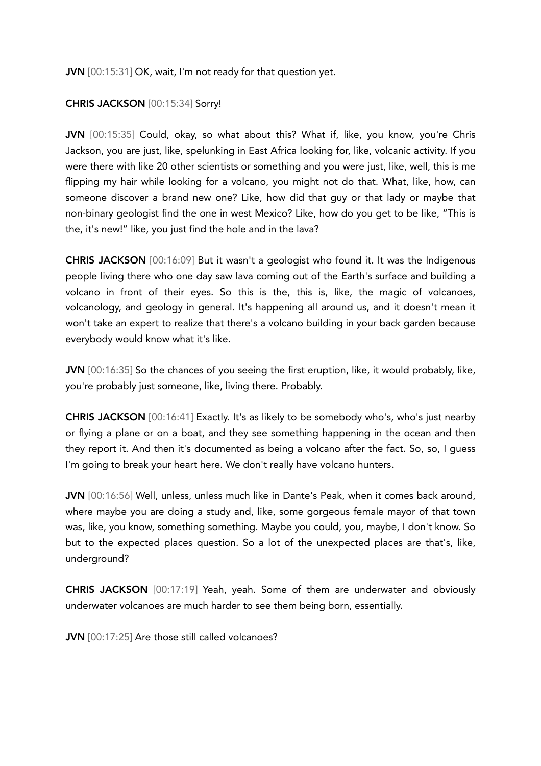**JVN** [00:15:31] OK, wait, I'm not ready for that question yet.

**CHRIS JACKSON** [00:15:34] Sorry!

**JVN** [00:15:35] Could, okay, so what about this? What if, like, you know, you're Chris Jackson, you are just, like, spelunking in East Africa looking for, like, volcanic activity. If you were there with like 20 other scientists or something and you were just, like, well, this is me flipping my hair while looking for a volcano, you might not do that. What, like, how, can someone discover a brand new one? Like, how did that guy or that lady or maybe that non-binary geologist find the one in west Mexico? Like, how do you get to be like, "This is the, it's new!" like, you just find the hole and in the lava?

**CHRIS JACKSON** [00:16:09] But it wasn't a geologist who found it. It was the Indigenous people living there who one day saw lava coming out of the Earth's surface and building a volcano in front of their eyes. So this is the, this is, like, the magic of volcanoes, volcanology, and geology in general. It's happening all around us, and it doesn't mean it won't take an expert to realize that there's a volcano building in your back garden because everybody would know what it's like.

**JVN** [00:16:35] So the chances of you seeing the first eruption, like, it would probably, like, you're probably just someone, like, living there. Probably.

**CHRIS JACKSON** [00:16:41] Exactly. It's as likely to be somebody who's, who's just nearby or flying a plane or on a boat, and they see something happening in the ocean and then they report it. And then it's documented as being a volcano after the fact. So, so, I guess I'm going to break your heart here. We don't really have volcano hunters.

**JVN** [00:16:56] Well, unless, unless much like in Dante's Peak, when it comes back around, where maybe you are doing a study and, like, some gorgeous female mayor of that town was, like, you know, something something. Maybe you could, you, maybe, I don't know. So but to the expected places question. So a lot of the unexpected places are that's, like, underground?

**CHRIS JACKSON** [00:17:19] Yeah, yeah. Some of them are underwater and obviously underwater volcanoes are much harder to see them being born, essentially.

**JVN** [00:17:25] Are those still called volcanoes?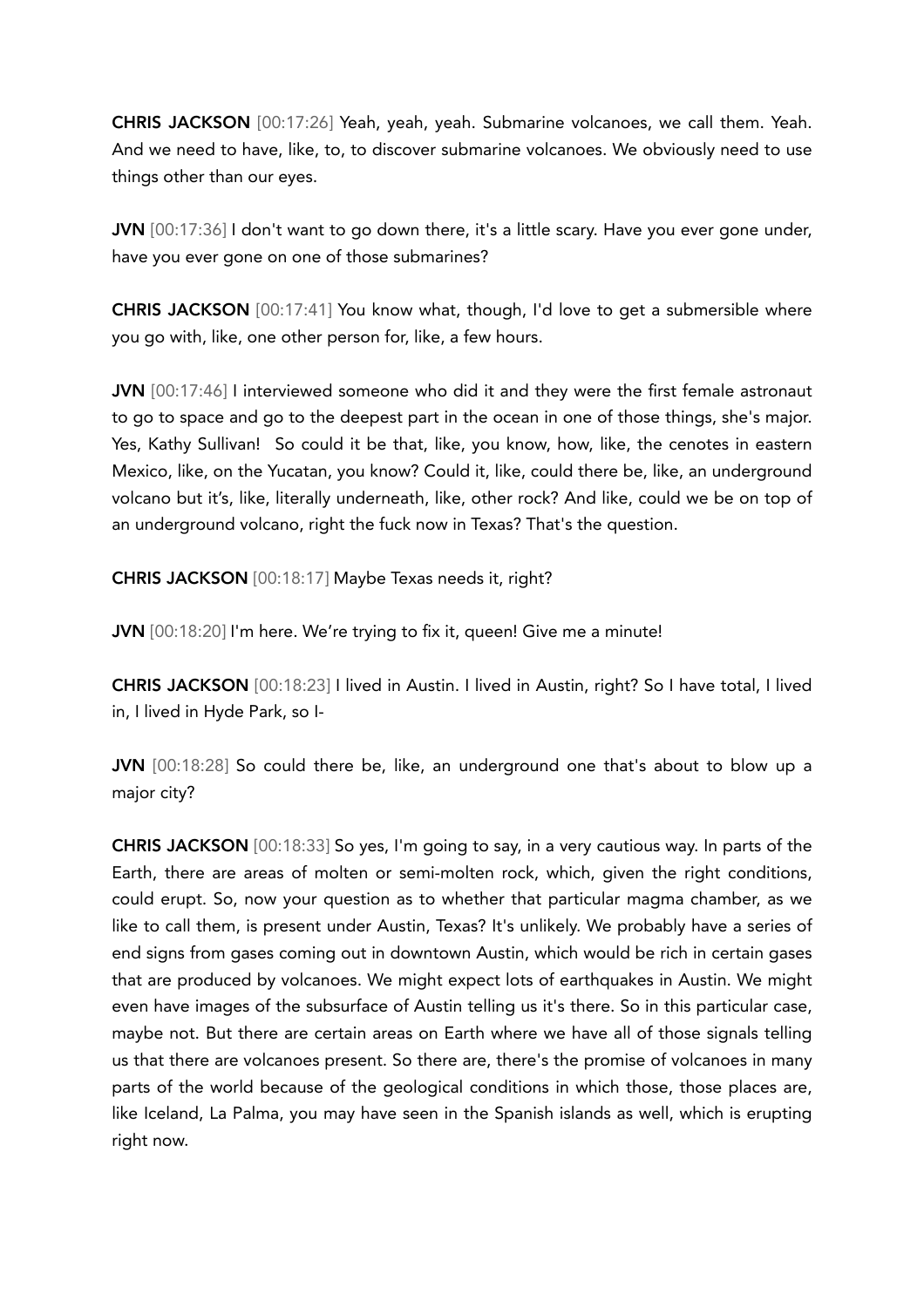**CHRIS JACKSON** [00:17:26] Yeah, yeah, yeah. Submarine volcanoes, we call them. Yeah. And we need to have, like, to, to discover submarine volcanoes. We obviously need to use things other than our eyes.

**JVN** [00:17:36] I don't want to go down there, it's a little scary. Have you ever gone under, have you ever gone on one of those submarines?

**CHRIS JACKSON** [00:17:41] You know what, though, I'd love to get a submersible where you go with, like, one other person for, like, a few hours.

**JVN** [00:17:46] I interviewed someone who did it and they were the first female astronaut to go to space and go to the deepest part in the ocean in one of those things, she's major. Yes, Kathy Sullivan! So could it be that, like, you know, how, like, the cenotes in eastern Mexico, like, on the Yucatan, you know? Could it, like, could there be, like, an underground volcano but it's, like, literally underneath, like, other rock? And like, could we be on top of an underground volcano, right the fuck now in Texas? That's the question.

**CHRIS JACKSON** [00:18:17] Maybe Texas needs it, right?

**JVN** [00:18:20] I'm here. We're trying to fix it, queen! Give me a minute!

**CHRIS JACKSON** [00:18:23] I lived in Austin. I lived in Austin, right? So I have total, I lived in, I lived in Hyde Park, so I-

**JVN** [00:18:28] So could there be, like, an underground one that's about to blow up a major city?

**CHRIS JACKSON** [00:18:33] So yes, I'm going to say, in a very cautious way. In parts of the Earth, there are areas of molten or semi-molten rock, which, given the right conditions, could erupt. So, now your question as to whether that particular magma chamber, as we like to call them, is present under Austin, Texas? It's unlikely. We probably have a series of end signs from gases coming out in downtown Austin, which would be rich in certain gases that are produced by volcanoes. We might expect lots of earthquakes in Austin. We might even have images of the subsurface of Austin telling us it's there. So in this particular case, maybe not. But there are certain areas on Earth where we have all of those signals telling us that there are volcanoes present. So there are, there's the promise of volcanoes in many parts of the world because of the geological conditions in which those, those places are, like Iceland, La Palma, you may have seen in the Spanish islands as well, which is erupting right now.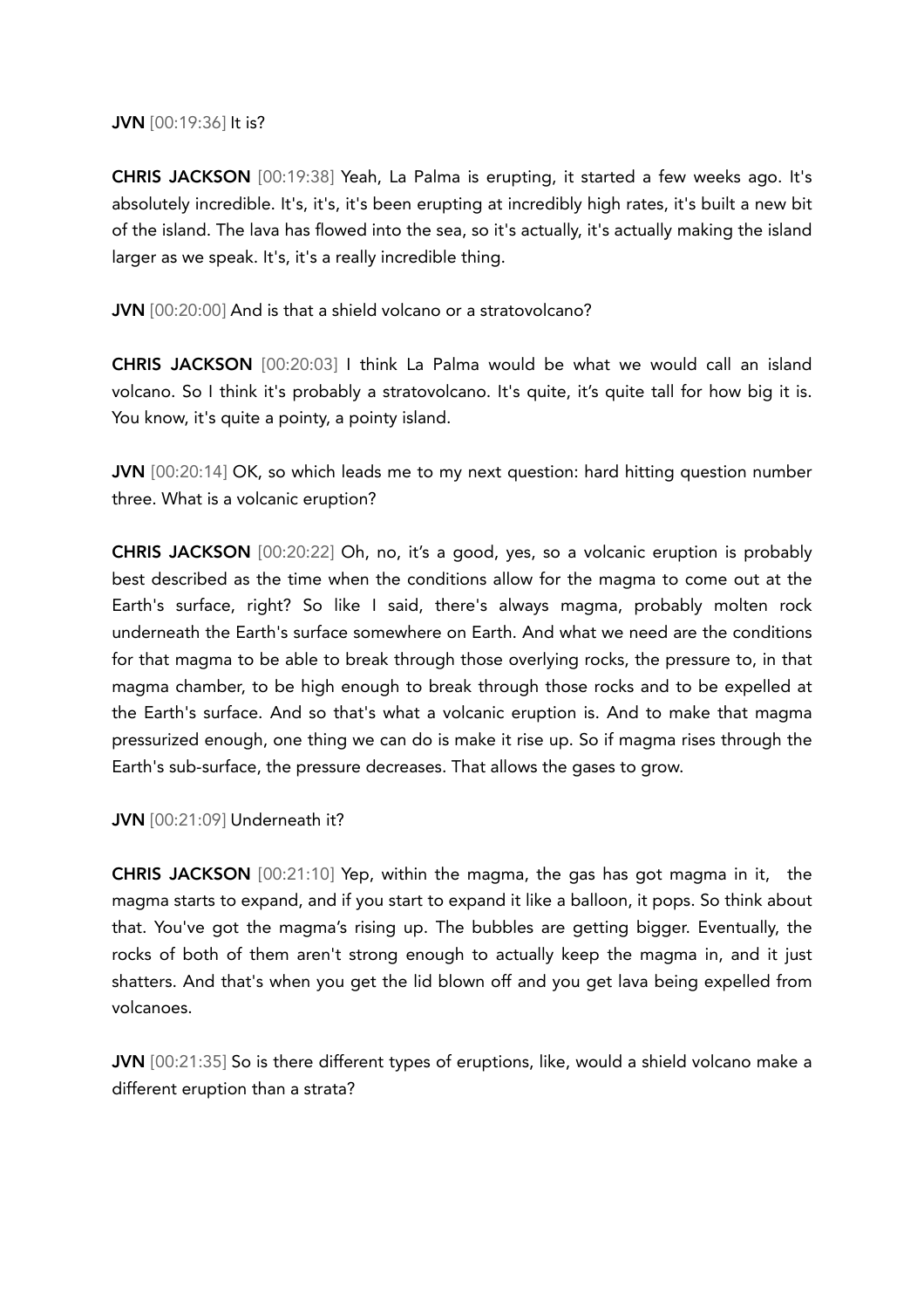**JVN** [00:19:36] It is?

**CHRIS JACKSON** [00:19:38] Yeah, La Palma is erupting, it started a few weeks ago. It's absolutely incredible. It's, it's, it's been erupting at incredibly high rates, it's built a new bit of the island. The lava has flowed into the sea, so it's actually, it's actually making the island larger as we speak. It's, it's a really incredible thing.

**JVN** [00:20:00] And is that a shield volcano or a stratovolcano?

**CHRIS JACKSON** [00:20:03] I think La Palma would be what we would call an island volcano. So I think it's probably a stratovolcano. It's quite, it's quite tall for how big it is. You know, it's quite a pointy, a pointy island.

**JVN** [00:20:14] OK, so which leads me to my next question: hard hitting question number three. What is a volcanic eruption?

**CHRIS JACKSON** [00:20:22] Oh, no, it's a good, yes, so a volcanic eruption is probably best described as the time when the conditions allow for the magma to come out at the Earth's surface, right? So like I said, there's always magma, probably molten rock underneath the Earth's surface somewhere on Earth. And what we need are the conditions for that magma to be able to break through those overlying rocks, the pressure to, in that magma chamber, to be high enough to break through those rocks and to be expelled at the Earth's surface. And so that's what a volcanic eruption is. And to make that magma pressurized enough, one thing we can do is make it rise up. So if magma rises through the Earth's sub-surface, the pressure decreases. That allows the gases to grow.

**JVN** [00:21:09] Underneath it?

**CHRIS JACKSON** [00:21:10] Yep, within the magma, the gas has got magma in it, the magma starts to expand, and if you start to expand it like a balloon, it pops. So think about that. You've got the magma's rising up. The bubbles are getting bigger. Eventually, the rocks of both of them aren't strong enough to actually keep the magma in, and it just shatters. And that's when you get the lid blown off and you get lava being expelled from volcanoes.

**JVN** [00:21:35] So is there different types of eruptions, like, would a shield volcano make a different eruption than a strata?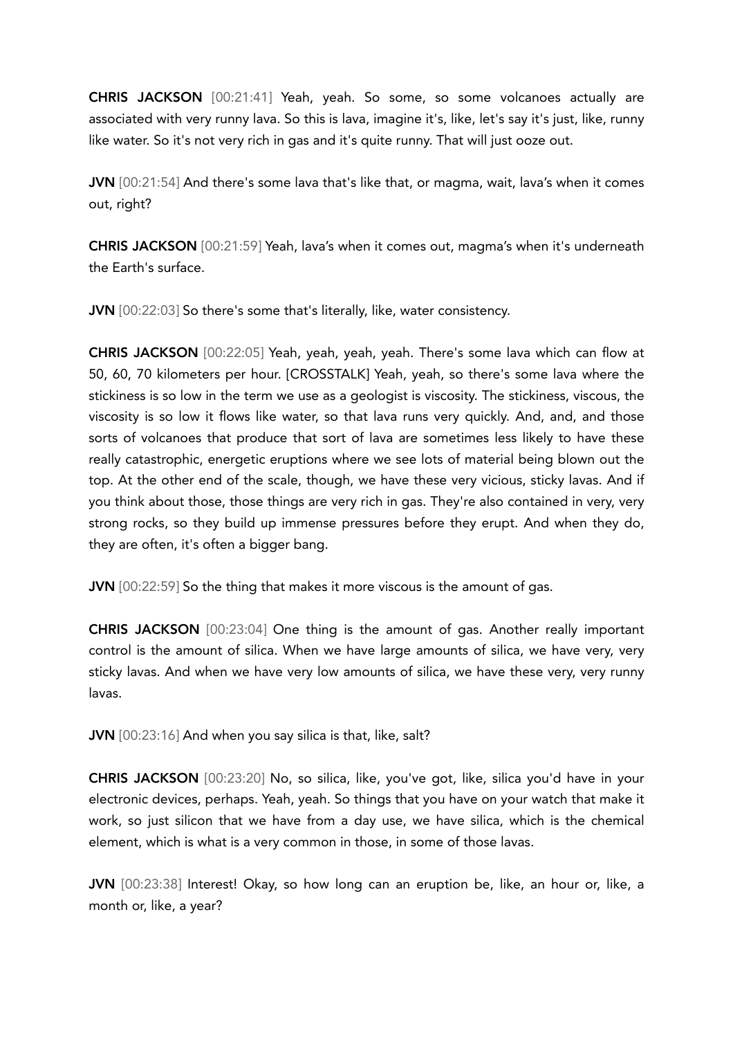**CHRIS JACKSON** [00:21:41] Yeah, yeah. So some, so some volcanoes actually are associated with very runny lava. So this is lava, imagine it's, like, let's say it's just, like, runny like water. So it's not very rich in gas and it's quite runny. That will just ooze out.

**JVN** [00:21:54] And there's some lava that's like that, or magma, wait, lava's when it comes out, right?

**CHRIS JACKSON** [00:21:59] Yeah, lava's when it comes out, magma's when it's underneath the Earth's surface.

**JVN** [00:22:03] So there's some that's literally, like, water consistency.

**CHRIS JACKSON** [00:22:05] Yeah, yeah, yeah, yeah. There's some lava which can flow at 50, 60, 70 kilometers per hour. [CROSSTALK] Yeah, yeah, so there's some lava where the stickiness is so low in the term we use as a geologist is viscosity. The stickiness, viscous, the viscosity is so low it flows like water, so that lava runs very quickly. And, and, and those sorts of volcanoes that produce that sort of lava are sometimes less likely to have these really catastrophic, energetic eruptions where we see lots of material being blown out the top. At the other end of the scale, though, we have these very vicious, sticky lavas. And if you think about those, those things are very rich in gas. They're also contained in very, very strong rocks, so they build up immense pressures before they erupt. And when they do, they are often, it's often a bigger bang.

**JVN** [00:22:59] So the thing that makes it more viscous is the amount of gas.

**CHRIS JACKSON** [00:23:04] One thing is the amount of gas. Another really important control is the amount of silica. When we have large amounts of silica, we have very, very sticky lavas. And when we have very low amounts of silica, we have these very, very runny lavas.

**JVN** [00:23:16] And when you say silica is that, like, salt?

**CHRIS JACKSON** [00:23:20] No, so silica, like, you've got, like, silica you'd have in your electronic devices, perhaps. Yeah, yeah. So things that you have on your watch that make it work, so just silicon that we have from a day use, we have silica, which is the chemical element, which is what is a very common in those, in some of those lavas.

**JVN** [00:23:38] Interest! Okay, so how long can an eruption be, like, an hour or, like, a month or, like, a year?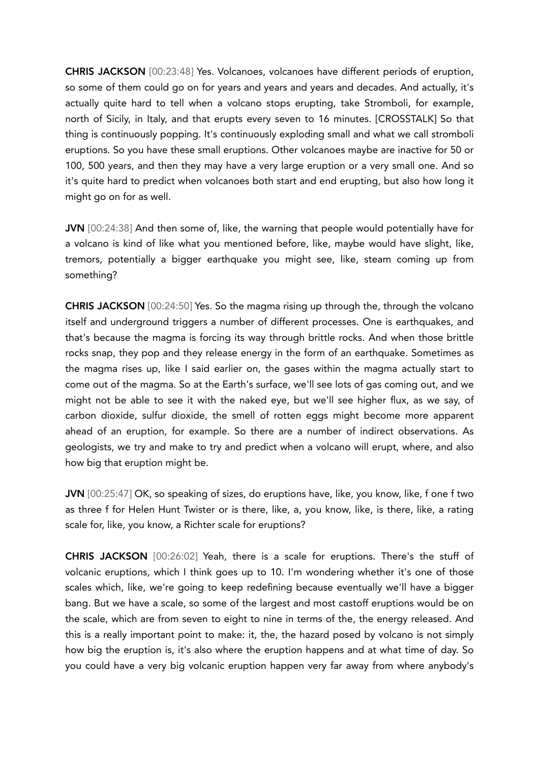**CHRIS JACKSON** [00:23:48] Yes. Volcanoes, volcanoes have different periods of eruption, so some of them could go on for years and years and years and decades. And actually, it's actually quite hard to tell when a volcano stops erupting, take Stromboli, for example, north of Sicily, in Italy, and that erupts every seven to 16 minutes. [CROSSTALK] So that thing is continuously popping. It's continuously exploding small and what we call stromboli eruptions. So you have these small eruptions. Other volcanoes maybe are inactive for 50 or 100, 500 years, and then they may have a very large eruption or a very small one. And so it's quite hard to predict when volcanoes both start and end erupting, but also how long it might go on for as well.

**JVN** [00:24:38] And then some of, like, the warning that people would potentially have for a volcano is kind of like what you mentioned before, like, maybe would have slight, like, tremors, potentially a bigger earthquake you might see, like, steam coming up from something?

**CHRIS JACKSON** [00:24:50] Yes. So the magma rising up through the, through the volcano itself and underground triggers a number of different processes. One is earthquakes, and that's because the magma is forcing its way through brittle rocks. And when those brittle rocks snap, they pop and they release energy in the form of an earthquake. Sometimes as the magma rises up, like I said earlier on, the gases within the magma actually start to come out of the magma. So at the Earth's surface, we'll see lots of gas coming out, and we might not be able to see it with the naked eye, but we'll see higher flux, as we say, of carbon dioxide, sulfur dioxide, the smell of rotten eggs might become more apparent ahead of an eruption, for example. So there are a number of indirect observations. As geologists, we try and make to try and predict when a volcano will erupt, where, and also how big that eruption might be.

**JVN** [00:25:47] OK, so speaking of sizes, do eruptions have, like, you know, like, f one f two as three f for Helen Hunt Twister or is there, like, a, you know, like, is there, like, a rating scale for, like, you know, a Richter scale for eruptions?

**CHRIS JACKSON** [00:26:02] Yeah, there is a scale for eruptions. There's the stuff of volcanic eruptions, which I think goes up to 10. I'm wondering whether it's one of those scales which, like, we're going to keep redefining because eventually we'll have a bigger bang. But we have a scale, so some of the largest and most castoff eruptions would be on the scale, which are from seven to eight to nine in terms of the, the energy released. And this is a really important point to make: it, the, the hazard posed by volcano is not simply how big the eruption is, it's also where the eruption happens and at what time of day. So you could have a very big volcanic eruption happen very far away from where anybody's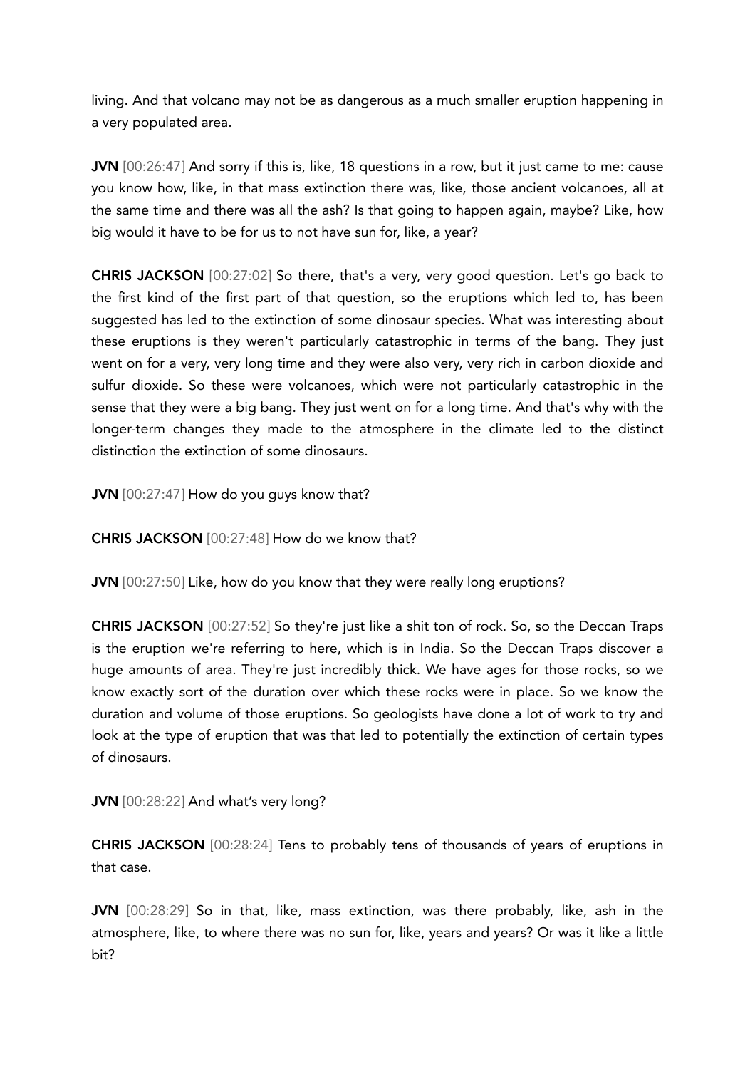living. And that volcano may not be as dangerous as a much smaller eruption happening in a very populated area.

**JVN** [00:26:47] And sorry if this is, like, 18 questions in a row, but it just came to me: cause you know how, like, in that mass extinction there was, like, those ancient volcanoes, all at the same time and there was all the ash? Is that going to happen again, maybe? Like, how big would it have to be for us to not have sun for, like, a year?

**CHRIS JACKSON** [00:27:02] So there, that's a very, very good question. Let's go back to the first kind of the first part of that question, so the eruptions which led to, has been suggested has led to the extinction of some dinosaur species. What was interesting about these eruptions is they weren't particularly catastrophic in terms of the bang. They just went on for a very, very long time and they were also very, very rich in carbon dioxide and sulfur dioxide. So these were volcanoes, which were not particularly catastrophic in the sense that they were a big bang. They just went on for a long time. And that's why with the longer-term changes they made to the atmosphere in the climate led to the distinct distinction the extinction of some dinosaurs.

**JVN** [00:27:47] How do you guys know that?

**CHRIS JACKSON** [00:27:48] How do we know that?

**JVN** [00:27:50] Like, how do you know that they were really long eruptions?

**CHRIS JACKSON** [00:27:52] So they're just like a shit ton of rock. So, so the Deccan Traps is the eruption we're referring to here, which is in India. So the Deccan Traps discover a huge amounts of area. They're just incredibly thick. We have ages for those rocks, so we know exactly sort of the duration over which these rocks were in place. So we know the duration and volume of those eruptions. So geologists have done a lot of work to try and look at the type of eruption that was that led to potentially the extinction of certain types of dinosaurs.

**JVN** [00:28:22] And what's very long?

**CHRIS JACKSON** [00:28:24] Tens to probably tens of thousands of years of eruptions in that case.

**JVN** [00:28:29] So in that, like, mass extinction, was there probably, like, ash in the atmosphere, like, to where there was no sun for, like, years and years? Or was it like a little bit?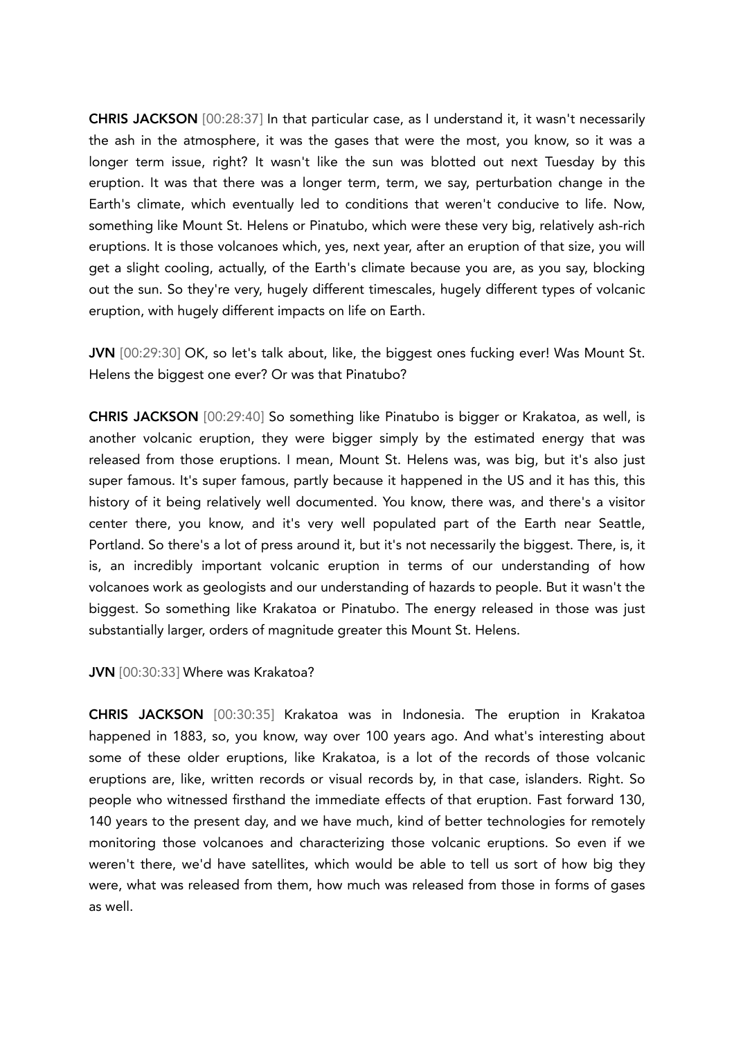**CHRIS JACKSON** [00:28:37] In that particular case, as I understand it, it wasn't necessarily the ash in the atmosphere, it was the gases that were the most, you know, so it was a longer term issue, right? It wasn't like the sun was blotted out next Tuesday by this eruption. It was that there was a longer term, term, we say, perturbation change in the Earth's climate, which eventually led to conditions that weren't conducive to life. Now, something like Mount St. Helens or Pinatubo, which were these very big, relatively ash-rich eruptions. It is those volcanoes which, yes, next year, after an eruption of that size, you will get a slight cooling, actually, of the Earth's climate because you are, as you say, blocking out the sun. So they're very, hugely different timescales, hugely different types of volcanic eruption, with hugely different impacts on life on Earth.

**JVN** [00:29:30] OK, so let's talk about, like, the biggest ones fucking ever! Was Mount St. Helens the biggest one ever? Or was that Pinatubo?

**CHRIS JACKSON** [00:29:40] So something like Pinatubo is bigger or Krakatoa, as well, is another volcanic eruption, they were bigger simply by the estimated energy that was released from those eruptions. I mean, Mount St. Helens was, was big, but it's also just super famous. It's super famous, partly because it happened in the US and it has this, this history of it being relatively well documented. You know, there was, and there's a visitor center there, you know, and it's very well populated part of the Earth near Seattle, Portland. So there's a lot of press around it, but it's not necessarily the biggest. There, is, it is, an incredibly important volcanic eruption in terms of our understanding of how volcanoes work as geologists and our understanding of hazards to people. But it wasn't the biggest. So something like Krakatoa or Pinatubo. The energy released in those was just substantially larger, orders of magnitude greater this Mount St. Helens.

**JVN** [00:30:33] Where was Krakatoa?

**CHRIS JACKSON** [00:30:35] Krakatoa was in Indonesia. The eruption in Krakatoa happened in 1883, so, you know, way over 100 years ago. And what's interesting about some of these older eruptions, like Krakatoa, is a lot of the records of those volcanic eruptions are, like, written records or visual records by, in that case, islanders. Right. So people who witnessed firsthand the immediate effects of that eruption. Fast forward 130, 140 years to the present day, and we have much, kind of better technologies for remotely monitoring those volcanoes and characterizing those volcanic eruptions. So even if we weren't there, we'd have satellites, which would be able to tell us sort of how big they were, what was released from them, how much was released from those in forms of gases as well.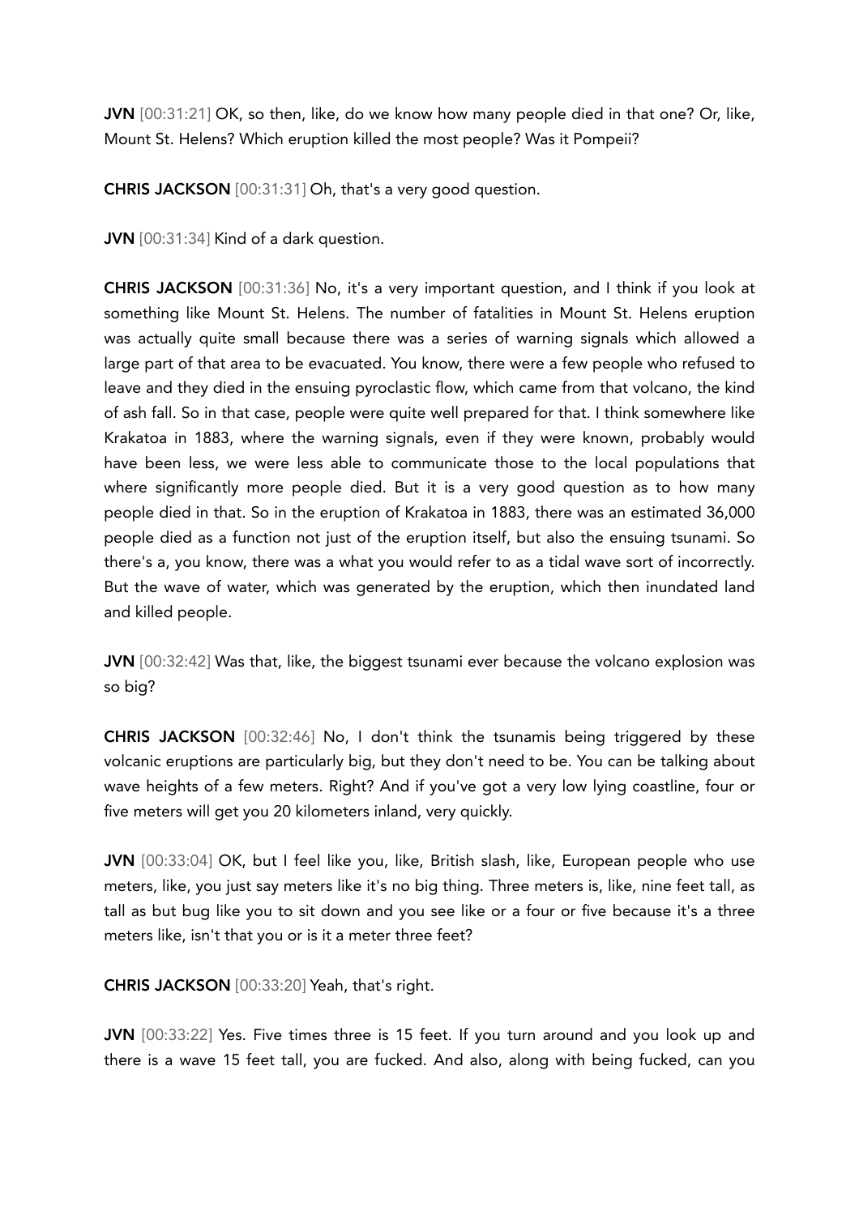**JVN** [00:31:21] OK, so then, like, do we know how many people died in that one? Or, like, Mount St. Helens? Which eruption killed the most people? Was it Pompeii?

**CHRIS JACKSON** [00:31:31] Oh, that's a very good question.

**JVN** [00:31:34] Kind of a dark question.

**CHRIS JACKSON** [00:31:36] No, it's a very important question, and I think if you look at something like Mount St. Helens. The number of fatalities in Mount St. Helens eruption was actually quite small because there was a series of warning signals which allowed a large part of that area to be evacuated. You know, there were a few people who refused to leave and they died in the ensuing pyroclastic flow, which came from that volcano, the kind of ash fall. So in that case, people were quite well prepared for that. I think somewhere like Krakatoa in 1883, where the warning signals, even if they were known, probably would have been less, we were less able to communicate those to the local populations that where significantly more people died. But it is a very good question as to how many people died in that. So in the eruption of Krakatoa in 1883, there was an estimated 36,000 people died as a function not just of the eruption itself, but also the ensuing tsunami. So there's a, you know, there was a what you would refer to as a tidal wave sort of incorrectly. But the wave of water, which was generated by the eruption, which then inundated land and killed people.

**JVN** [00:32:42] Was that, like, the biggest tsunami ever because the volcano explosion was so big?

**CHRIS JACKSON** [00:32:46] No, I don't think the tsunamis being triggered by these volcanic eruptions are particularly big, but they don't need to be. You can be talking about wave heights of a few meters. Right? And if you've got a very low lying coastline, four or five meters will get you 20 kilometers inland, very quickly.

**JVN** [00:33:04] OK, but I feel like you, like, British slash, like, European people who use meters, like, you just say meters like it's no big thing. Three meters is, like, nine feet tall, as tall as but bug like you to sit down and you see like or a four or five because it's a three meters like, isn't that you or is it a meter three feet?

**CHRIS JACKSON** [00:33:20] Yeah, that's right.

**JVN** [00:33:22] Yes. Five times three is 15 feet. If you turn around and you look up and there is a wave 15 feet tall, you are fucked. And also, along with being fucked, can you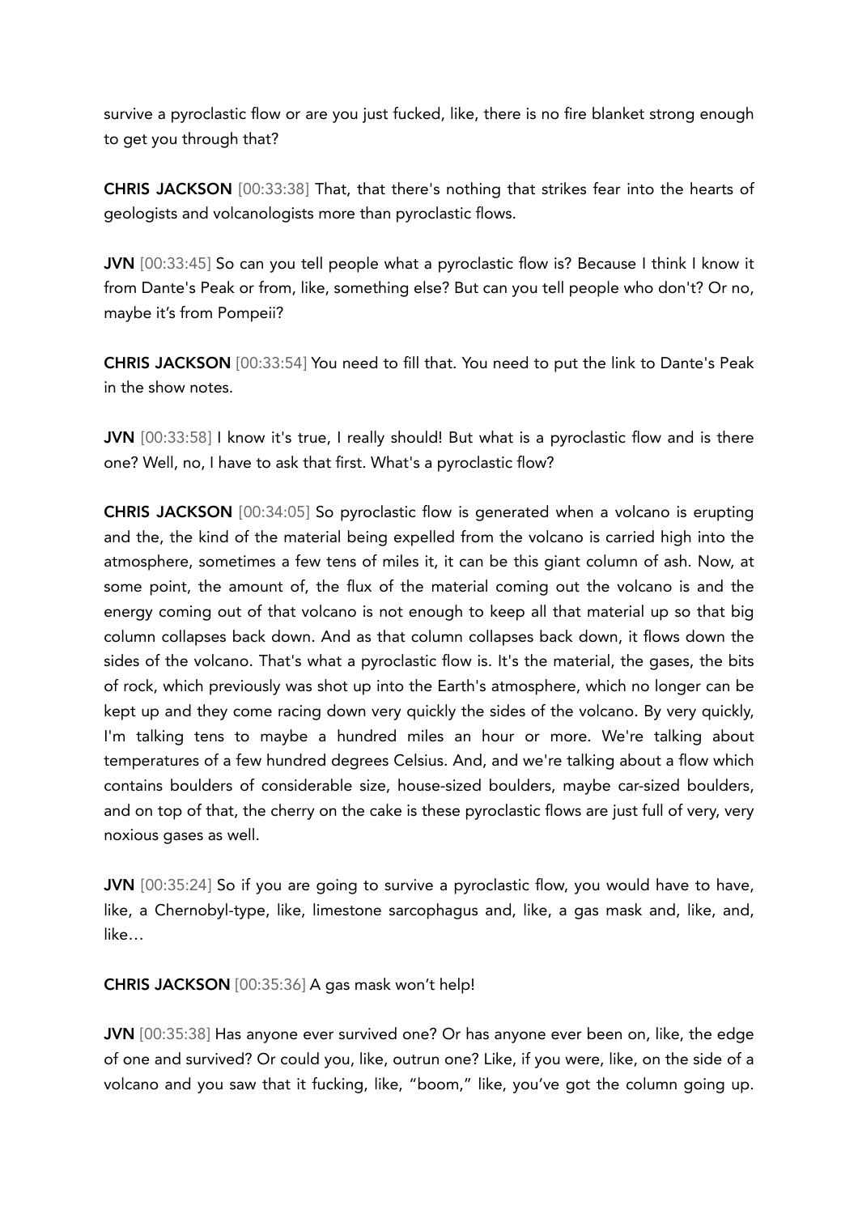survive a pyroclastic flow or are you just fucked, like, there is no fire blanket strong enough to get you through that?

**CHRIS JACKSON** [00:33:38] That, that there's nothing that strikes fear into the hearts of geologists and volcanologists more than pyroclastic flows.

**JVN** [00:33:45] So can you tell people what a pyroclastic flow is? Because I think I know it from Dante's Peak or from, like, something else? But can you tell people who don't? Or no, maybe it's from Pompeii?

**CHRIS JACKSON** [00:33:54] You need to fill that. You need to put the link to Dante's Peak in the show notes.

**JVN** [00:33:58] I know it's true, I really should! But what is a pyroclastic flow and is there one? Well, no, I have to ask that first. What's a pyroclastic flow?

**CHRIS JACKSON** [00:34:05] So pyroclastic flow is generated when a volcano is erupting and the, the kind of the material being expelled from the volcano is carried high into the atmosphere, sometimes a few tens of miles it, it can be this giant column of ash. Now, at some point, the amount of, the flux of the material coming out the volcano is and the energy coming out of that volcano is not enough to keep all that material up so that big column collapses back down. And as that column collapses back down, it flows down the sides of the volcano. That's what a pyroclastic flow is. It's the material, the gases, the bits of rock, which previously was shot up into the Earth's atmosphere, which no longer can be kept up and they come racing down very quickly the sides of the volcano. By very quickly, I'm talking tens to maybe a hundred miles an hour or more. We're talking about temperatures of a few hundred degrees Celsius. And, and we're talking about a flow which contains boulders of considerable size, house-sized boulders, maybe car-sized boulders, and on top of that, the cherry on the cake is these pyroclastic flows are just full of very, very noxious gases as well.

**JVN** [00:35:24] So if you are going to survive a pyroclastic flow, you would have to have, like, a Chernobyl-type, like, limestone sarcophagus and, like, a gas mask and, like, and, like…

**CHRIS JACKSON** [00:35:36] A gas mask won't help!

**JVN** [00:35:38] Has anyone ever survived one? Or has anyone ever been on, like, the edge of one and survived? Or could you, like, outrun one? Like, if you were, like, on the side of a volcano and you saw that it fucking, like, "boom," like, you've got the column going up.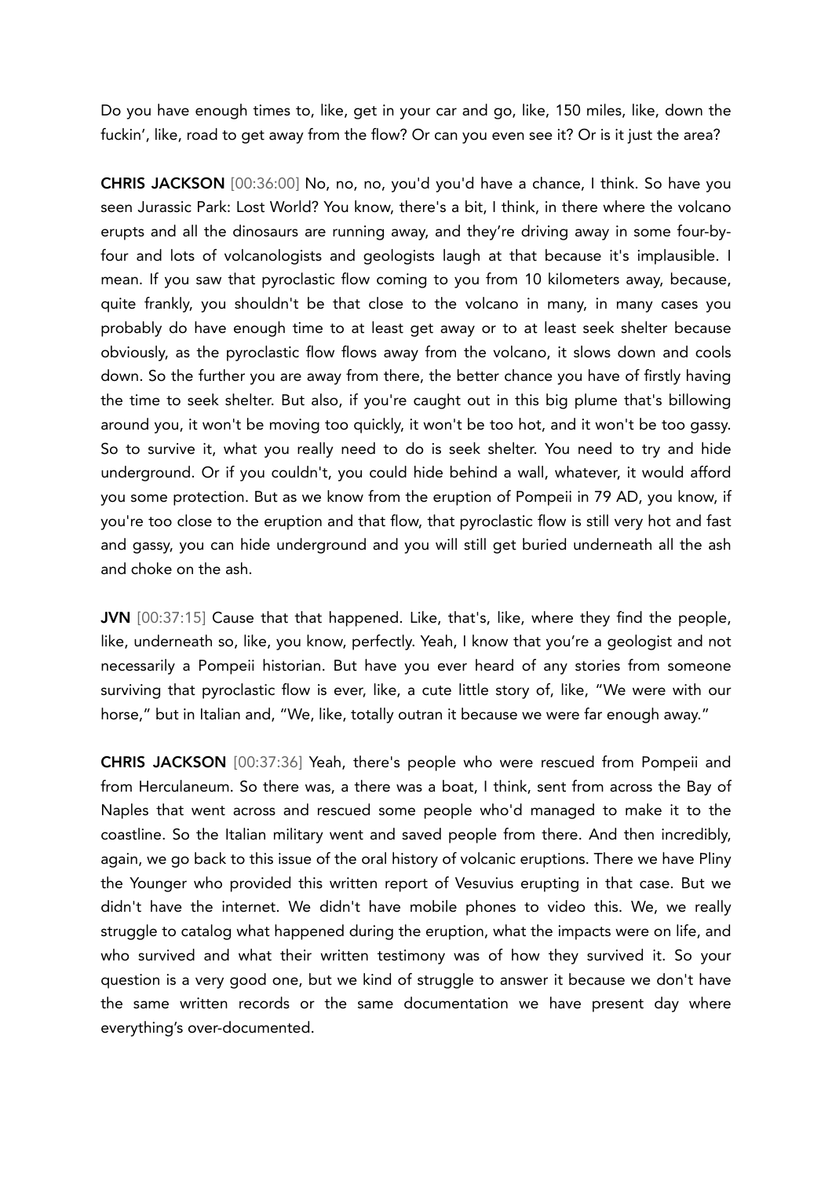Do you have enough times to, like, get in your car and go, like, 150 miles, like, down the fuckin', like, road to get away from the flow? Or can you even see it? Or is it just the area?

**CHRIS JACKSON** [00:36:00] No, no, no, you'd you'd have a chance, I think. So have you seen Jurassic Park: Lost World? You know, there's a bit, I think, in there where the volcano erupts and all the dinosaurs are running away, and they're driving away in some four-by-four and lots of volcanologists and geologists laugh at that because it's implausible. I mean. If you saw that pyroclastic flow coming to you from 10 kilometers away, because, quite frankly, you shouldn't be that close to the volcano in many, in many cases you probably do have enough time to at least get away or to at least seek shelter because obviously, as the pyroclastic flow flows away from the volcano, it slows down and cools down. So the further you are away from there, the better chance you have of firstly having the time to seek shelter. But also, if you're caught out in this big plume that's billowing around you, it won't be moving too quickly, it won't be too hot, and it won't be too gassy. So to survive it, what you really need to do is seek shelter. You need to try and hide underground. Or if you couldn't, you could hide behind a wall, whatever, it would afford you some protection. But as we know from the eruption of Pompeii in 79 AD, you know, if you're too close to the eruption and that flow, that pyroclastic flow is still very hot and fast and gassy, you can hide underground and you will still get buried underneath all the ash and choke on the ash.

**JVN** [00:37:15] Cause that that happened. Like, that's, like, where they find the people, like, underneath so, like, you know, perfectly. Yeah, I know that you're a geologist and not necessarily a Pompeii historian. But have you ever heard of any stories from someone surviving that pyroclastic flow is ever, like, a cute little story of, like, "We were with our horse," but in Italian and, "We, like, totally outran it because we were far enough away."

**CHRIS JACKSON** [00:37:36] Yeah, there's people who were rescued from Pompeii and from Herculaneum. So there was, a there was a boat, I think, sent from across the Bay of Naples that went across and rescued some people who'd managed to make it to the coastline. So the Italian military went and saved people from there. And then incredibly, again, we go back to this issue of the oral history of volcanic eruptions. There we have Pliny the Younger who provided this written report of Vesuvius erupting in that case. But we didn't have the internet. We didn't have mobile phones to video this. We, we really struggle to catalog what happened during the eruption, what the impacts were on life, and who survived and what their written testimony was of how they survived it. So your question is a very good one, but we kind of struggle to answer it because we don't have the same written records or the same documentation we have present day where everything's over-documented.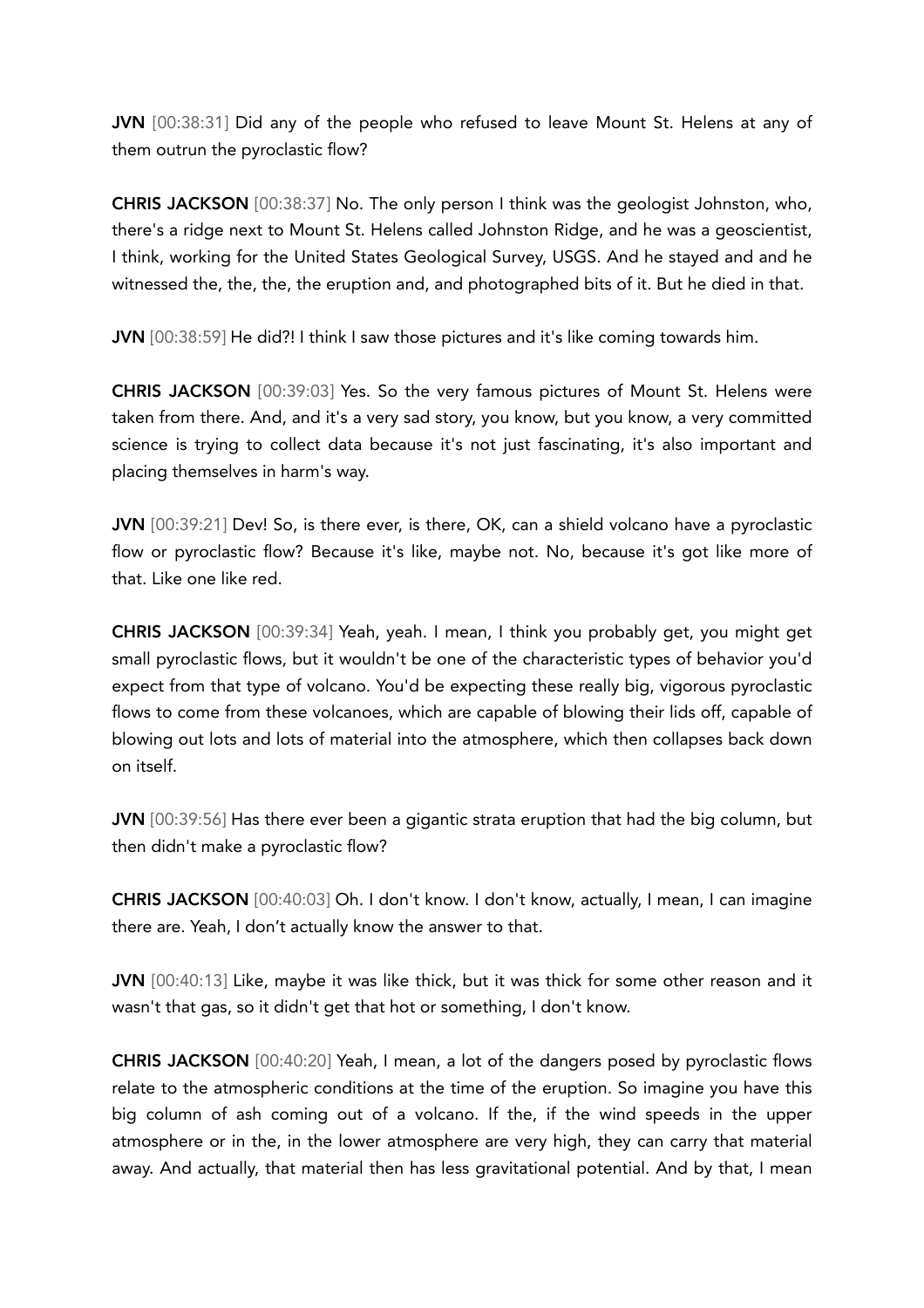**JVN** [00:38:31] Did any of the people who refused to leave Mount St. Helens at any of them outrun the pyroclastic flow?

**CHRIS JACKSON** [00:38:37] No. The only person I think was the geologist Johnston, who, there's a ridge next to Mount St. Helens called Johnston Ridge, and he was a geoscientist, I think, working for the United States Geological Survey, USGS. And he stayed and and he witnessed the, the, the, the eruption and, and photographed bits of it. But he died in that.

**JVN** [00:38:59] He did?! I think I saw those pictures and it's like coming towards him.

**CHRIS JACKSON** [00:39:03] Yes. So the very famous pictures of Mount St. Helens were taken from there. And, and it's a very sad story, you know, but you know, a very committed science is trying to collect data because it's not just fascinating, it's also important and placing themselves in harm's way.

**JVN** [00:39:21] Dev! So, is there ever, is there, OK, can a shield volcano have a pyroclastic flow or pyroclastic flow? Because it's like, maybe not. No, because it's got like more of that. Like one like red.

**CHRIS JACKSON** [00:39:34] Yeah, yeah. I mean, I think you probably get, you might get small pyroclastic flows, but it wouldn't be one of the characteristic types of behavior you'd expect from that type of volcano. You'd be expecting these really big, vigorous pyroclastic flows to come from these volcanoes, which are capable of blowing their lids off, capable of blowing out lots and lots of material into the atmosphere, which then collapses back down on itself.

**JVN** [00:39:56] Has there ever been a gigantic strata eruption that had the big column, but then didn't make a pyroclastic flow?

**CHRIS JACKSON** [00:40:03] Oh. I don't know. I don't know, actually, I mean, I can imagine there are. Yeah, I don't actually know the answer to that.

**JVN** [00:40:13] Like, maybe it was like thick, but it was thick for some other reason and it wasn't that gas, so it didn't get that hot or something, I don't know.

**CHRIS JACKSON** [00:40:20] Yeah, I mean, a lot of the dangers posed by pyroclastic flows relate to the atmospheric conditions at the time of the eruption. So imagine you have this big column of ash coming out of a volcano. If the, if the wind speeds in the upper atmosphere or in the, in the lower atmosphere are very high, they can carry that material away. And actually, that material then has less gravitational potential. And by that, I mean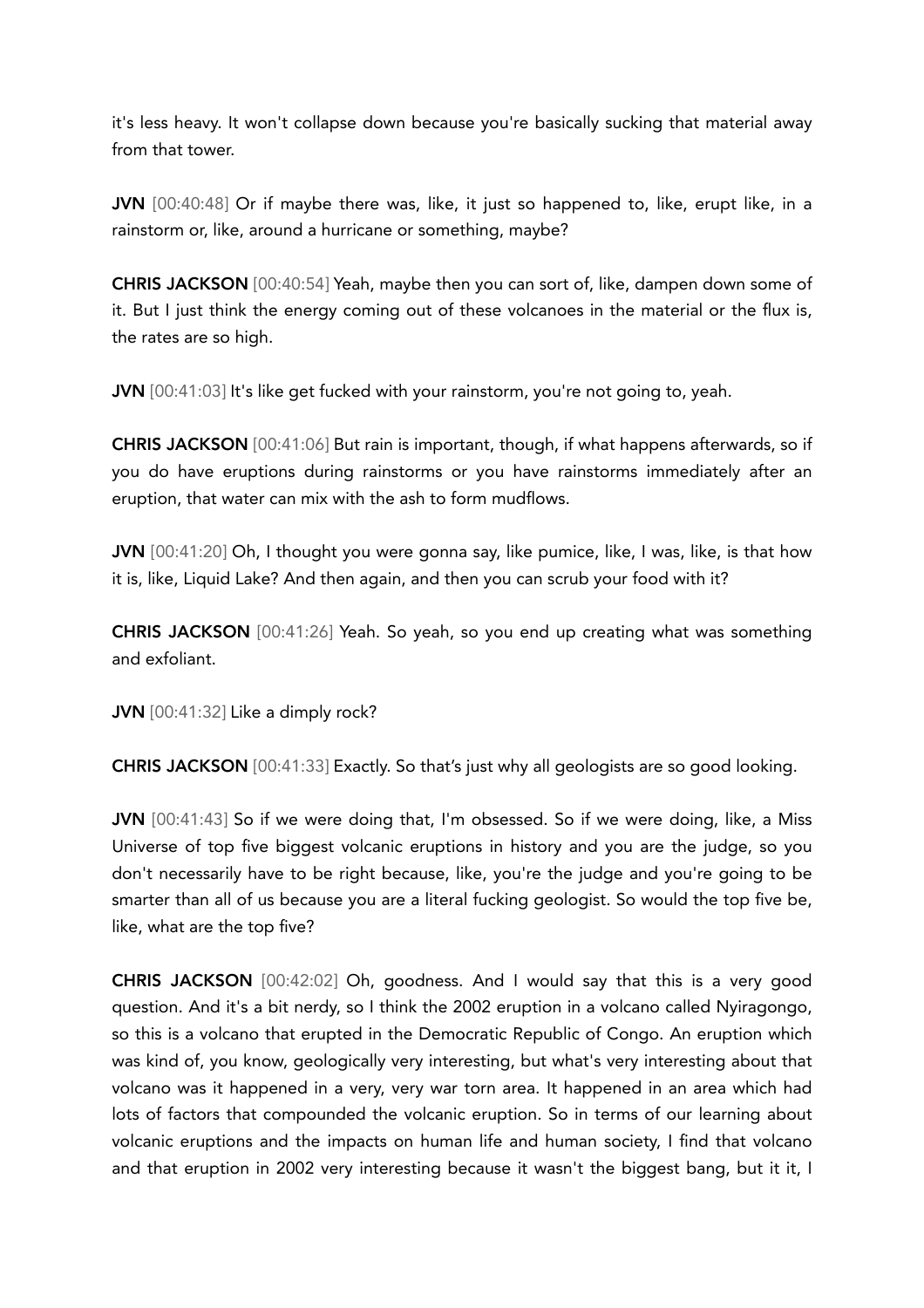it's less heavy. It won't collapse down because you're basically sucking that material away from that tower.

**JVN** [00:40:48] Or if maybe there was, like, it just so happened to, like, erupt like, in a rainstorm or, like, around a hurricane or something, maybe?

**CHRIS JACKSON** [00:40:54] Yeah, maybe then you can sort of, like, dampen down some of it. But I just think the energy coming out of these volcanoes in the material or the flux is, the rates are so high.

**JVN** [00:41:03] It's like get fucked with your rainstorm, you're not going to, yeah.

**CHRIS JACKSON** [00:41:06] But rain is important, though, if what happens afterwards, so if you do have eruptions during rainstorms or you have rainstorms immediately after an eruption, that water can mix with the ash to form mudflows.

**JVN** [00:41:20] Oh, I thought you were gonna say, like pumice, like, I was, like, is that how it is, like, Liquid Lake? And then again, and then you can scrub your food with it?

**CHRIS JACKSON** [00:41:26] Yeah. So yeah, so you end up creating what was something and exfoliant.

**JVN** [00:41:32] Like a dimply rock?

**CHRIS JACKSON** [00:41:33] Exactly. So that's just why all geologists are so good looking.

**JVN** [00:41:43] So if we were doing that, I'm obsessed. So if we were doing, like, a Miss Universe of top five biggest volcanic eruptions in history and you are the judge, so you don't necessarily have to be right because, like, you're the judge and you're going to be smarter than all of us because you are a literal fucking geologist. So would the top five be, like, what are the top five?

**CHRIS JACKSON** [00:42:02] Oh, goodness. And I would say that this is a very good question. And it's a bit nerdy, so I think the 2002 eruption in a volcano called Nyiragongo, so this is a volcano that erupted in the Democratic Republic of Congo. An eruption which was kind of, you know, geologically very interesting, but what's very interesting about that volcano was it happened in a very, very war torn area. It happened in an area which had lots of factors that compounded the volcanic eruption. So in terms of our learning about volcanic eruptions and the impacts on human life and human society, I find that volcano and that eruption in 2002 very interesting because it wasn't the biggest bang, but it it, I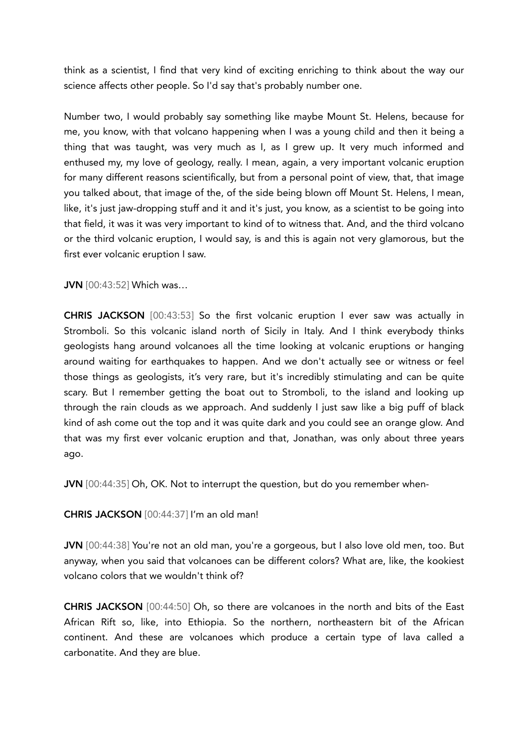think as a scientist, I find that very kind of exciting enriching to think about the way our science affects other people. So I'd say that's probably number one.

Number two, I would probably say something like maybe Mount St. Helens, because for me, you know, with that volcano happening when I was a young child and then it being a thing that was taught, was very much as I, as I grew up. It very much informed and enthused my, my love of geology, really. I mean, again, a very important volcanic eruption for many different reasons scientifically, but from a personal point of view, that, that image you talked about, that image of the, of the side being blown off Mount St. Helens, I mean, like, it's just jaw-dropping stuff and it and it's just, you know, as a scientist to be going into that field, it was it was very important to kind of to witness that. And, and the third volcano or the third volcanic eruption, I would say, is and this is again not very glamorous, but the first ever volcanic eruption I saw.

**JVN** [00:43:52] Which was…

**CHRIS JACKSON** [00:43:53] So the first volcanic eruption I ever saw was actually in Stromboli. So this volcanic island north of Sicily in Italy. And I think everybody thinks geologists hang around volcanoes all the time looking at volcanic eruptions or hanging around waiting for earthquakes to happen. And we don't actually see or witness or feel those things as geologists, it's very rare, but it's incredibly stimulating and can be quite scary. But I remember getting the boat out to Stromboli, to the island and looking up through the rain clouds as we approach. And suddenly I just saw like a big puff of black kind of ash come out the top and it was quite dark and you could see an orange glow. And that was my first ever volcanic eruption and that, Jonathan, was only about three years ago.

**JVN** [00:44:35] Oh, OK. Not to interrupt the question, but do you remember when-

**CHRIS JACKSON** [00:44:37] I'm an old man!

**JVN** [00:44:38] You're not an old man, you're a gorgeous, but I also love old men, too. But anyway, when you said that volcanoes can be different colors? What are, like, the kookiest volcano colors that we wouldn't think of?

**CHRIS JACKSON** [00:44:50] Oh, so there are volcanoes in the north and bits of the East African Rift so, like, into Ethiopia. So the northern, northeastern bit of the African continent. And these are volcanoes which produce a certain type of lava called a carbonatite. And they are blue.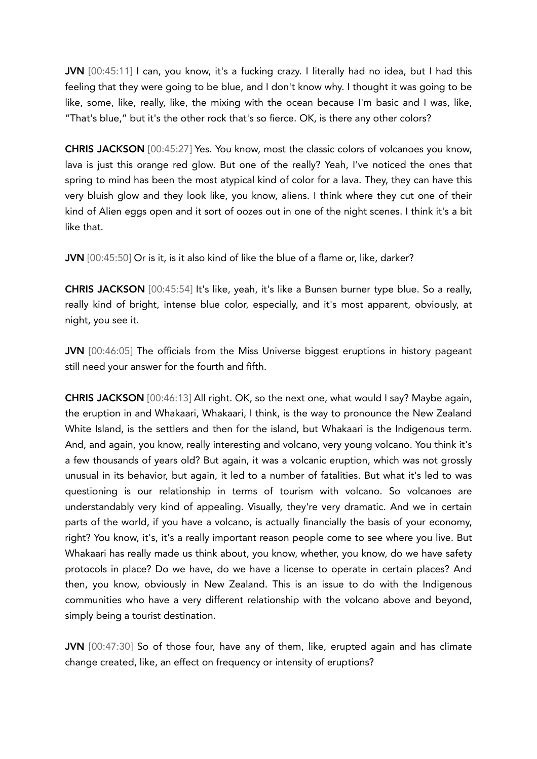**JVN** [00:45:11] I can, you know, it's a fucking crazy. I literally had no idea, but I had this feeling that they were going to be blue, and I don't know why. I thought it was going to be like, some, like, really, like, the mixing with the ocean because I'm basic and I was, like, "That's blue," but it's the other rock that's so fierce. OK, is there any other colors?

**CHRIS JACKSON** [00:45:27] Yes. You know, most the classic colors of volcanoes you know, lava is just this orange red glow. But one of the really? Yeah, I've noticed the ones that spring to mind has been the most atypical kind of color for a lava. They, they can have this very bluish glow and they look like, you know, aliens. I think where they cut one of their kind of Alien eggs open and it sort of oozes out in one of the night scenes. I think it's a bit like that.

**JVN** [00:45:50] Or is it, is it also kind of like the blue of a flame or, like, darker?

**CHRIS JACKSON** [00:45:54] It's like, yeah, it's like a Bunsen burner type blue. So a really, really kind of bright, intense blue color, especially, and it's most apparent, obviously, at night, you see it.

**JVN** [00:46:05] The officials from the Miss Universe biggest eruptions in history pageant still need your answer for the fourth and fifth.

**CHRIS JACKSON** [00:46:13] All right. OK, so the next one, what would I say? Maybe again, the eruption in and Whakaari, Whakaari, I think, is the way to pronounce the New Zealand White Island, is the settlers and then for the island, but Whakaari is the Indigenous term. And, and again, you know, really interesting and volcano, very young volcano. You think it's a few thousands of years old? But again, it was a volcanic eruption, which was not grossly unusual in its behavior, but again, it led to a number of fatalities. But what it's led to was questioning is our relationship in terms of tourism with volcano. So volcanoes are understandably very kind of appealing. Visually, they're very dramatic. And we in certain parts of the world, if you have a volcano, is actually financially the basis of your economy, right? You know, it's, it's a really important reason people come to see where you live. But Whakaari has really made us think about, you know, whether, you know, do we have safety protocols in place? Do we have, do we have a license to operate in certain places? And then, you know, obviously in New Zealand. This is an issue to do with the Indigenous communities who have a very different relationship with the volcano above and beyond, simply being a tourist destination.

**JVN** [00:47:30] So of those four, have any of them, like, erupted again and has climate change created, like, an effect on frequency or intensity of eruptions?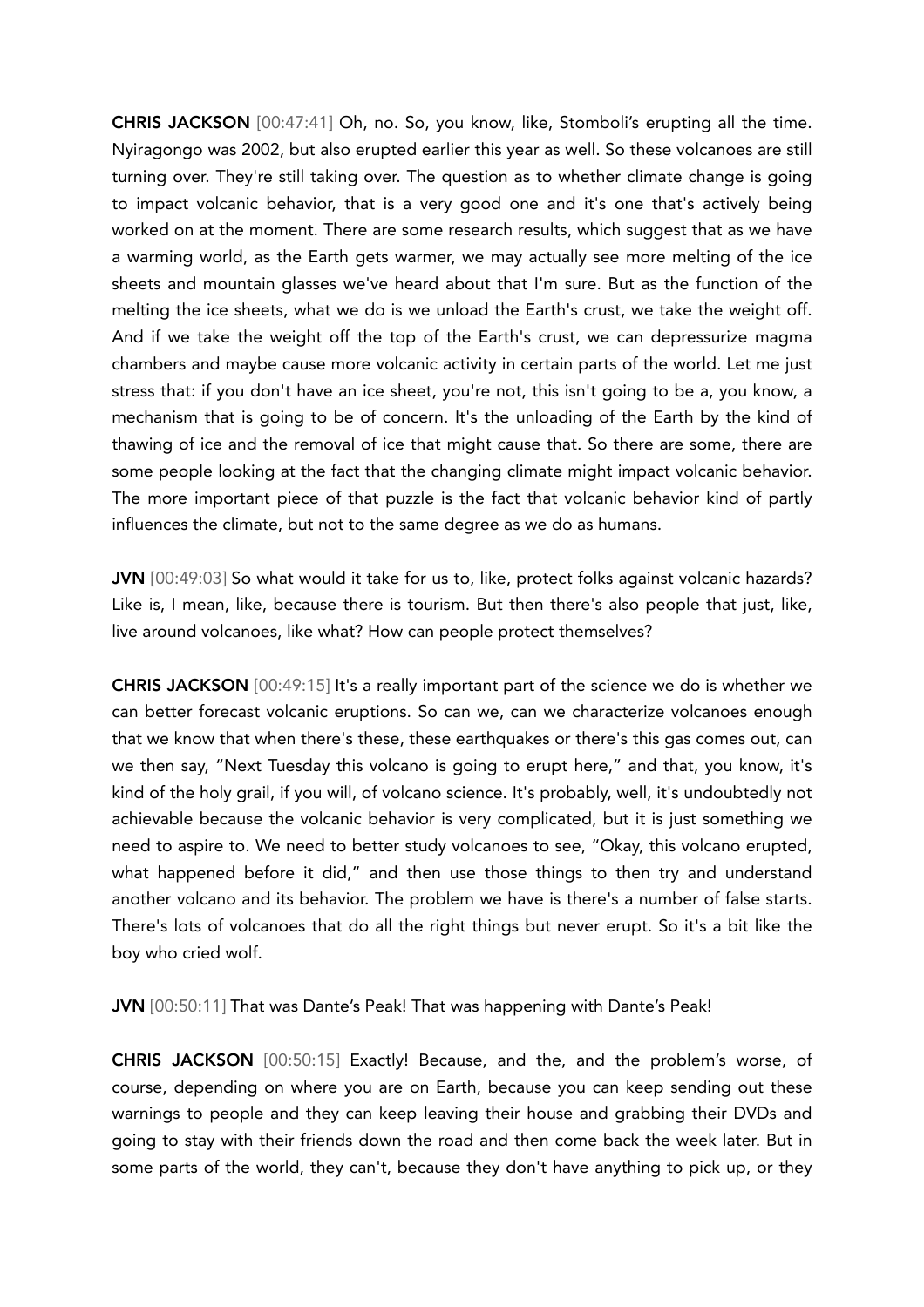**CHRIS JACKSON** [00:47:41] Oh, no. So, you know, like, Stomboli's erupting all the time. Nyiragongo was 2002, but also erupted earlier this year as well. So these volcanoes are still turning over. They're still taking over. The question as to whether climate change is going to impact volcanic behavior, that is a very good one and it's one that's actively being worked on at the moment. There are some research results, which suggest that as we have a warming world, as the Earth gets warmer, we may actually see more melting of the ice sheets and mountain glasses we've heard about that I'm sure. But as the function of the melting the ice sheets, what we do is we unload the Earth's crust, we take the weight off. And if we take the weight off the top of the Earth's crust, we can depressurize magma chambers and maybe cause more volcanic activity in certain parts of the world. Let me just stress that: if you don't have an ice sheet, you're not, this isn't going to be a, you know, a mechanism that is going to be of concern. It's the unloading of the Earth by the kind of thawing of ice and the removal of ice that might cause that. So there are some, there are some people looking at the fact that the changing climate might impact volcanic behavior. The more important piece of that puzzle is the fact that volcanic behavior kind of partly influences the climate, but not to the same degree as we do as humans.

**JVN** [00:49:03] So what would it take for us to, like, protect folks against volcanic hazards? Like is, I mean, like, because there is tourism. But then there's also people that just, like, live around volcanoes, like what? How can people protect themselves?

**CHRIS JACKSON** [00:49:15] It's a really important part of the science we do is whether we can better forecast volcanic eruptions. So can we, can we characterize volcanoes enough that we know that when there's these, these earthquakes or there's this gas comes out, can we then say, "Next Tuesday this volcano is going to erupt here," and that, you know, it's kind of the holy grail, if you will, of volcano science. It's probably, well, it's undoubtedly not achievable because the volcanic behavior is very complicated, but it is just something we need to aspire to. We need to better study volcanoes to see, "Okay, this volcano erupted, what happened before it did," and then use those things to then try and understand another volcano and its behavior. The problem we have is there's a number of false starts. There's lots of volcanoes that do all the right things but never erupt. So it's a bit like the boy who cried wolf.

**JVN** [00:50:11] That was Dante's Peak! That was happening with Dante's Peak!

**CHRIS JACKSON** [00:50:15] Exactly! Because, and the, and the problem's worse, of course, depending on where you are on Earth, because you can keep sending out these warnings to people and they can keep leaving their house and grabbing their DVDs and going to stay with their friends down the road and then come back the week later. But in some parts of the world, they can't, because they don't have anything to pick up, or they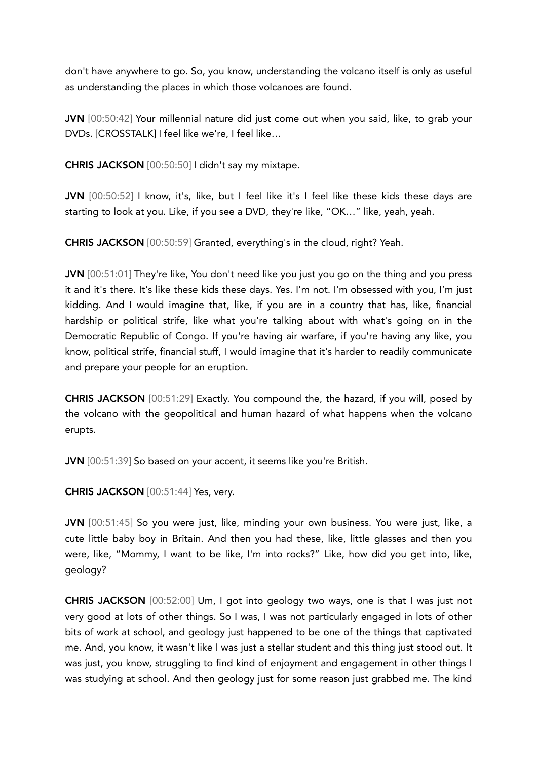don't have anywhere to go. So, you know, understanding the volcano itself is only as useful as understanding the places in which those volcanoes are found.

**JVN** [00:50:42] Your millennial nature did just come out when you said, like, to grab your DVDs. [CROSSTALK] I feel like we're, I feel like…

**CHRIS JACKSON** [00:50:50] I didn't say my mixtape.

**JVN** [00:50:52] I know, it's, like, but I feel like it's I feel like these kids these days are starting to look at you. Like, if you see a DVD, they're like, "OK…" like, yeah, yeah.

**CHRIS JACKSON** [00:50:59] Granted, everything's in the cloud, right? Yeah.

**JVN** [00:51:01] They're like, You don't need like you just you go on the thing and you press it and it's there. It's like these kids these days. Yes. I'm not. I'm obsessed with you, I'm just kidding. And I would imagine that, like, if you are in a country that has, like, financial hardship or political strife, like what you're talking about with what's going on in the Democratic Republic of Congo. If you're having air warfare, if you're having any like, you know, political strife, financial stuff, I would imagine that it's harder to readily communicate and prepare your people for an eruption.

**CHRIS JACKSON** [00:51:29] Exactly. You compound the, the hazard, if you will, posed by the volcano with the geopolitical and human hazard of what happens when the volcano erupts.

**JVN** [00:51:39] So based on your accent, it seems like you're British.

**CHRIS JACKSON** [00:51:44] Yes, very.

**JVN** [00:51:45] So you were just, like, minding your own business. You were just, like, a cute little baby boy in Britain. And then you had these, like, little glasses and then you were, like, "Mommy, I want to be like, I'm into rocks?" Like, how did you get into, like, geology?

**CHRIS JACKSON** [00:52:00] Um, I got into geology two ways, one is that I was just not very good at lots of other things. So I was, I was not particularly engaged in lots of other bits of work at school, and geology just happened to be one of the things that captivated me. And, you know, it wasn't like I was just a stellar student and this thing just stood out. It was just, you know, struggling to find kind of enjoyment and engagement in other things I was studying at school. And then geology just for some reason just grabbed me. The kind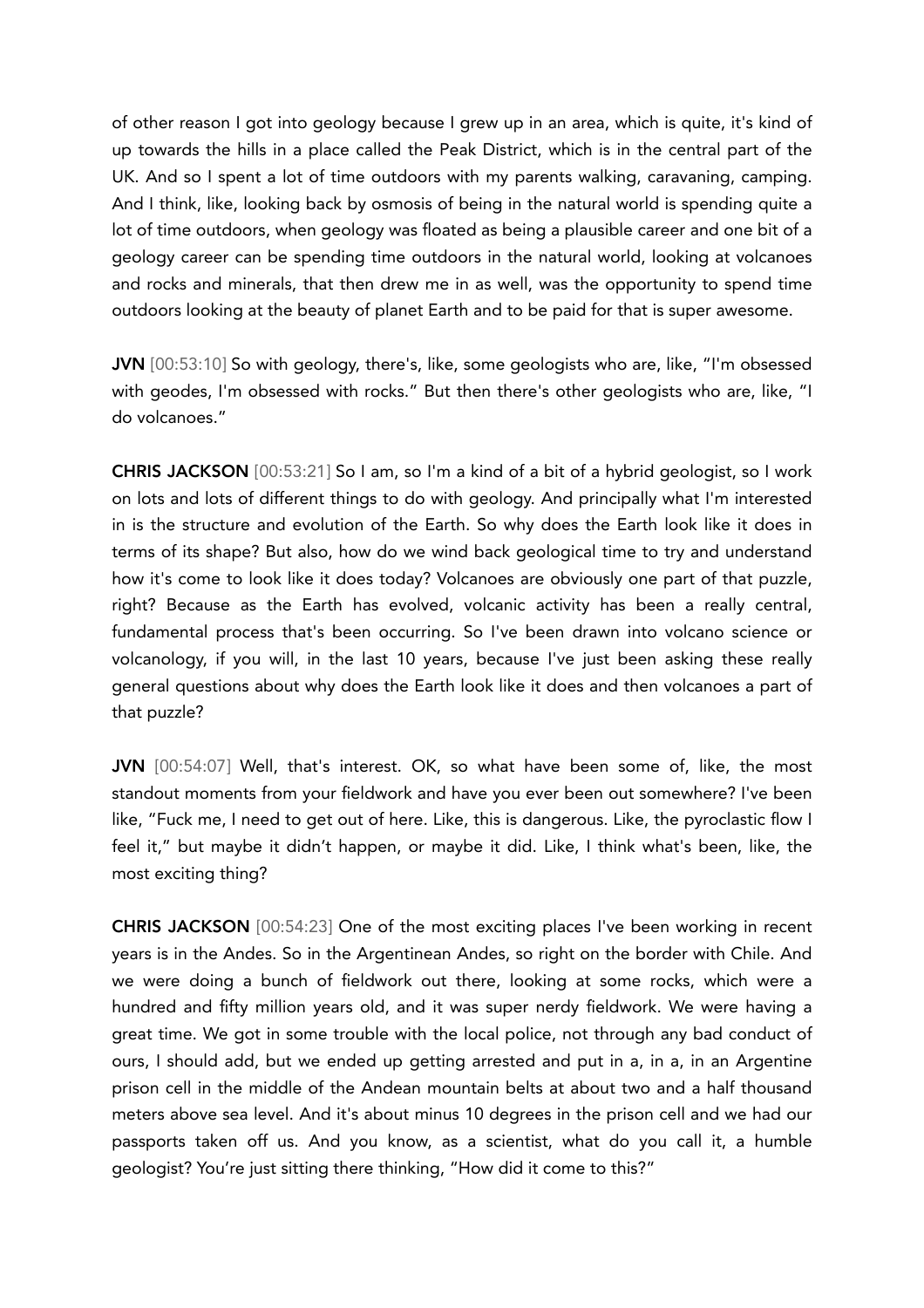of other reason I got into geology because I grew up in an area, which is quite, it's kind of up towards the hills in a place called the Peak District, which is in the central part of the UK. And so I spent a lot of time outdoors with my parents walking, caravaning, camping. And I think, like, looking back by osmosis of being in the natural world is spending quite a lot of time outdoors, when geology was floated as being a plausible career and one bit of a geology career can be spending time outdoors in the natural world, looking at volcanoes and rocks and minerals, that then drew me in as well, was the opportunity to spend time outdoors looking at the beauty of planet Earth and to be paid for that is super awesome.

**JVN** [00:53:10] So with geology, there's, like, some geologists who are, like, "I'm obsessed with geodes, I'm obsessed with rocks." But then there's other geologists who are, like, "I do volcanoes."

**CHRIS JACKSON** [00:53:21] So I am, so I'm a kind of a bit of a hybrid geologist, so I work on lots and lots of different things to do with geology. And principally what I'm interested in is the structure and evolution of the Earth. So why does the Earth look like it does in terms of its shape? But also, how do we wind back geological time to try and understand how it's come to look like it does today? Volcanoes are obviously one part of that puzzle, right? Because as the Earth has evolved, volcanic activity has been a really central, fundamental process that's been occurring. So I've been drawn into volcano science or volcanology, if you will, in the last 10 years, because I've just been asking these really general questions about why does the Earth look like it does and then volcanoes a part of that puzzle?

**JVN** [00:54:07] Well, that's interest. OK, so what have been some of, like, the most standout moments from your fieldwork and have you ever been out somewhere? I've been like, "Fuck me, I need to get out of here. Like, this is dangerous. Like, the pyroclastic flow I feel it," but maybe it didn't happen, or maybe it did. Like, I think what's been, like, the most exciting thing?

**CHRIS JACKSON** [00:54:23] One of the most exciting places I've been working in recent years is in the Andes. So in the Argentinean Andes, so right on the border with Chile. And we were doing a bunch of fieldwork out there, looking at some rocks, which were a hundred and fifty million years old, and it was super nerdy fieldwork. We were having a great time. We got in some trouble with the local police, not through any bad conduct of ours, I should add, but we ended up getting arrested and put in a, in a, in an Argentine prison cell in the middle of the Andean mountain belts at about two and a half thousand meters above sea level. And it's about minus 10 degrees in the prison cell and we had our passports taken off us. And you know, as a scientist, what do you call it, a humble geologist? You're just sitting there thinking, "How did it come to this?"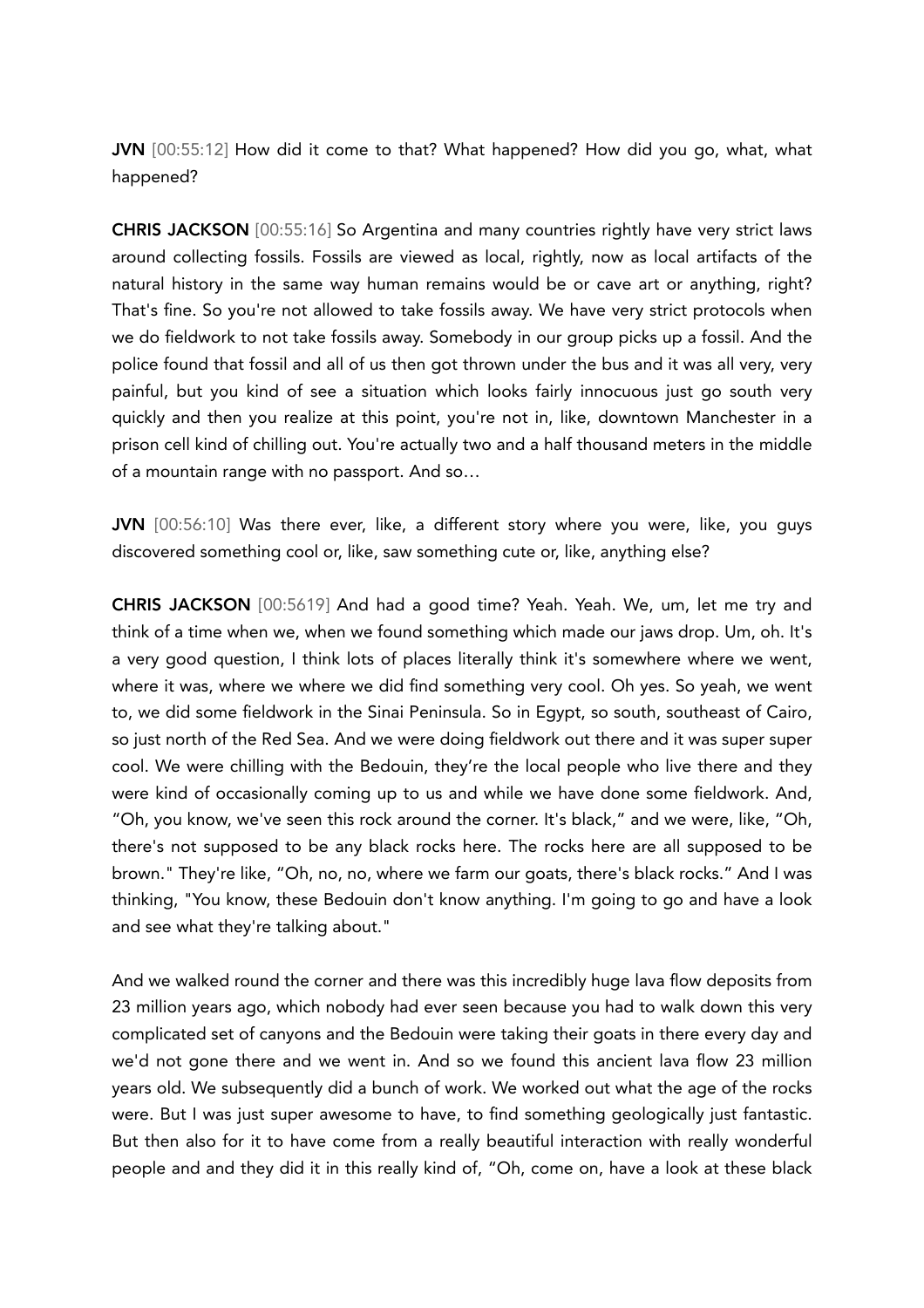**JVN** [00:55:12] How did it come to that? What happened? How did you go, what, what happened?

**CHRIS JACKSON** [00:55:16] So Argentina and many countries rightly have very strict laws around collecting fossils. Fossils are viewed as local, rightly, now as local artifacts of the natural history in the same way human remains would be or cave art or anything, right? That's fine. So you're not allowed to take fossils away. We have very strict protocols when we do fieldwork to not take fossils away. Somebody in our group picks up a fossil. And the police found that fossil and all of us then got thrown under the bus and it was all very, very painful, but you kind of see a situation which looks fairly innocuous just go south very quickly and then you realize at this point, you're not in, like, downtown Manchester in a prison cell kind of chilling out. You're actually two and a half thousand meters in the middle of a mountain range with no passport. And so…

**JVN** [00:56:10] Was there ever, like, a different story where you were, like, you guys discovered something cool or, like, saw something cute or, like, anything else?

**CHRIS JACKSON** [00:5619] And had a good time? Yeah. Yeah. We, um, let me try and think of a time when we, when we found something which made our jaws drop. Um, oh. It's a very good question, I think lots of places literally think it's somewhere where we went, where it was, where we where we did find something very cool. Oh yes. So yeah, we went to, we did some fieldwork in the Sinai Peninsula. So in Egypt, so south, southeast of Cairo, so just north of the Red Sea. And we were doing fieldwork out there and it was super super cool. We were chilling with the Bedouin, they're the local people who live there and they were kind of occasionally coming up to us and while we have done some fieldwork. And, "Oh, you know, we've seen this rock around the corner. It's black," and we were, like, "Oh, there's not supposed to be any black rocks here. The rocks here are all supposed to be brown." They're like, "Oh, no, no, where we farm our goats, there's black rocks." And I was thinking, "You know, these Bedouin don't know anything. I'm going to go and have a look and see what they're talking about."

And we walked round the corner and there was this incredibly huge lava flow deposits from 23 million years ago, which nobody had ever seen because you had to walk down this very complicated set of canyons and the Bedouin were taking their goats in there every day and we'd not gone there and we went in. And so we found this ancient lava flow 23 million years old. We subsequently did a bunch of work. We worked out what the age of the rocks were. But I was just super awesome to have, to find something geologically just fantastic. But then also for it to have come from a really beautiful interaction with really wonderful people and and they did it in this really kind of, "Oh, come on, have a look at these black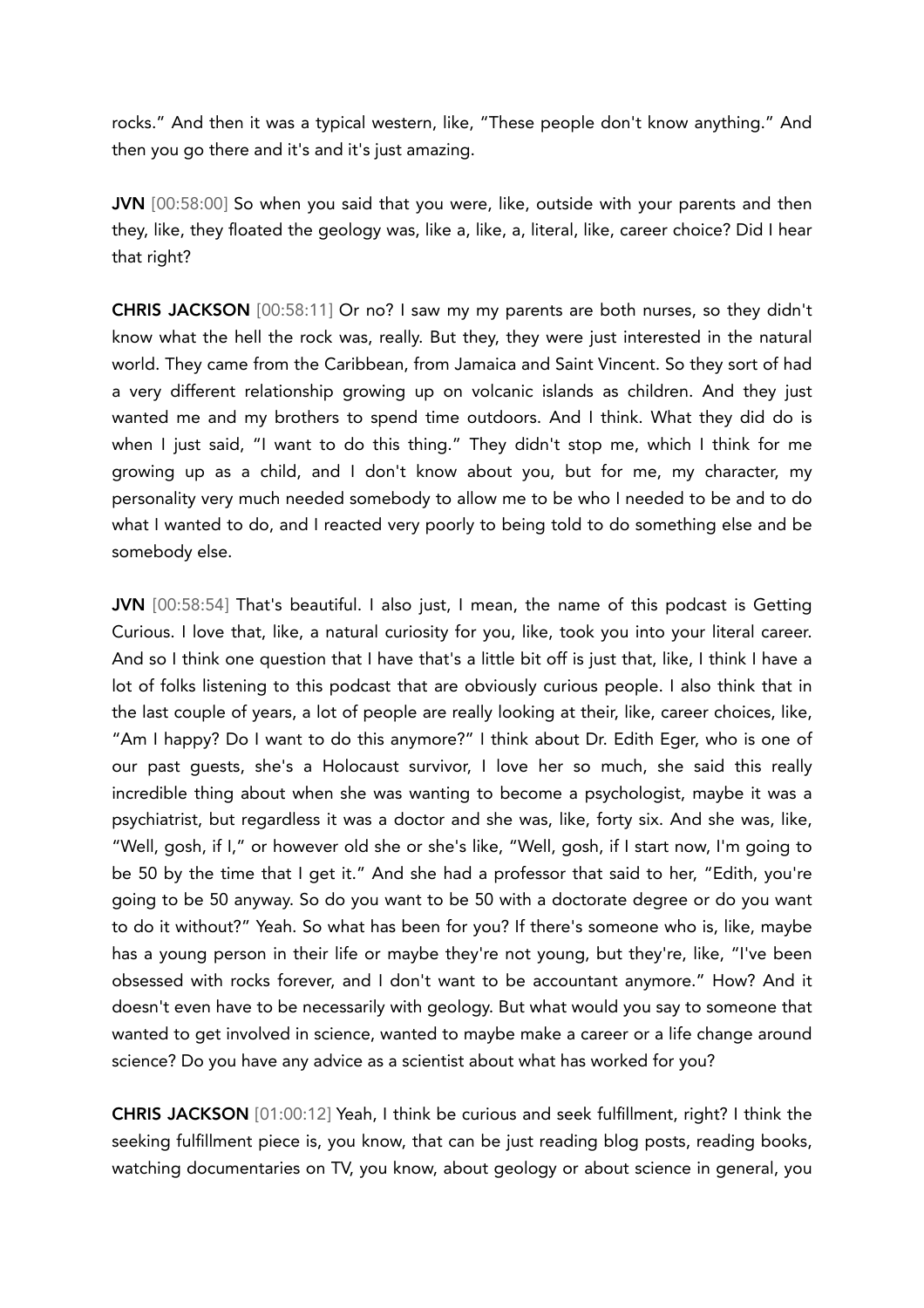rocks." And then it was a typical western, like, "These people don't know anything." And then you go there and it's and it's just amazing.

**JVN** [00:58:00] So when you said that you were, like, outside with your parents and then they, like, they floated the geology was, like a, like, a, literal, like, career choice? Did I hear that right?

**CHRIS JACKSON** [00:58:11] Or no? I saw my my parents are both nurses, so they didn't know what the hell the rock was, really. But they, they were just interested in the natural world. They came from the Caribbean, from Jamaica and Saint Vincent. So they sort of had a very different relationship growing up on volcanic islands as children. And they just wanted me and my brothers to spend time outdoors. And I think. What they did do is when I just said, "I want to do this thing." They didn't stop me, which I think for me growing up as a child, and I don't know about you, but for me, my character, my personality very much needed somebody to allow me to be who I needed to be and to do what I wanted to do, and I reacted very poorly to being told to do something else and be somebody else.

**JVN** [00:58:54] That's beautiful. I also just, I mean, the name of this podcast is Getting Curious. I love that, like, a natural curiosity for you, like, took you into your literal career. And so I think one question that I have that's a little bit off is just that, like, I think I have a lot of folks listening to this podcast that are obviously curious people. I also think that in the last couple of years, a lot of people are really looking at their, like, career choices, like, "Am I happy? Do I want to do this anymore?" I think about Dr. Edith Eger, who is one of our past guests, she's a Holocaust survivor, I love her so much, she said this really incredible thing about when she was wanting to become a psychologist, maybe it was a psychiatrist, but regardless it was a doctor and she was, like, forty six. And she was, like, "Well, gosh, if I," or however old she or she's like, "Well, gosh, if I start now, I'm going to be 50 by the time that I get it." And she had a professor that said to her, "Edith, you're going to be 50 anyway. So do you want to be 50 with a doctorate degree or do you want to do it without?" Yeah. So what has been for you? If there's someone who is, like, maybe has a young person in their life or maybe they're not young, but they're, like, "I've been obsessed with rocks forever, and I don't want to be accountant anymore." How? And it doesn't even have to be necessarily with geology. But what would you say to someone that wanted to get involved in science, wanted to maybe make a career or a life change around science? Do you have any advice as a scientist about what has worked for you?

**CHRIS JACKSON** [01:00:12] Yeah, I think be curious and seek fulfillment, right? I think the seeking fulfillment piece is, you know, that can be just reading blog posts, reading books, watching documentaries on TV, you know, about geology or about science in general, you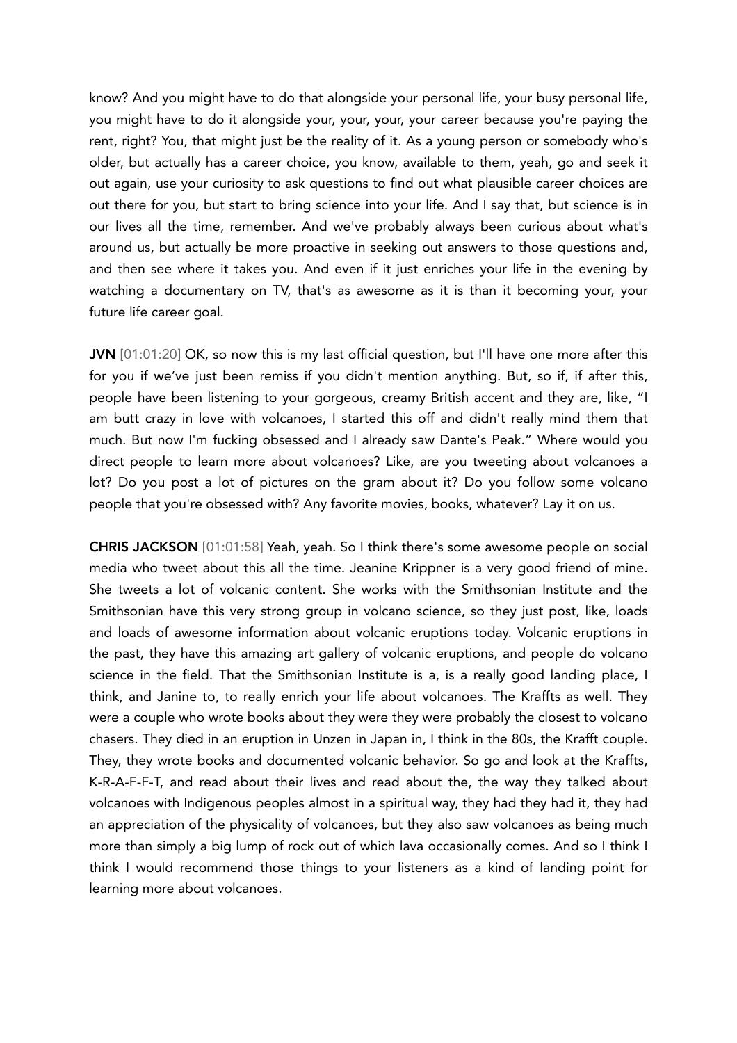know? And you might have to do that alongside your personal life, your busy personal life, you might have to do it alongside your, your, your, your career because you're paying the rent, right? You, that might just be the reality of it. As a young person or somebody who's older, but actually has a career choice, you know, available to them, yeah, go and seek it out again, use your curiosity to ask questions to find out what plausible career choices are out there for you, but start to bring science into your life. And I say that, but science is in our lives all the time, remember. And we've probably always been curious about what's around us, but actually be more proactive in seeking out answers to those questions and, and then see where it takes you. And even if it just enriches your life in the evening by watching a documentary on TV, that's as awesome as it is than it becoming your, your future life career goal.

**JVN** [01:01:20] OK, so now this is my last official question, but I'll have one more after this for you if we've just been remiss if you didn't mention anything. But, so if, if after this, people have been listening to your gorgeous, creamy British accent and they are, like, "I am butt crazy in love with volcanoes, I started this off and didn't really mind them that much. But now I'm fucking obsessed and I already saw Dante's Peak." Where would you direct people to learn more about volcanoes? Like, are you tweeting about volcanoes a lot? Do you post a lot of pictures on the gram about it? Do you follow some volcano people that you're obsessed with? Any favorite movies, books, whatever? Lay it on us.

**CHRIS JACKSON** [01:01:58] Yeah, yeah. So I think there's some awesome people on social media who tweet about this all the time. Jeanine Krippner is a very good friend of mine. She tweets a lot of volcanic content. She works with the Smithsonian Institute and the Smithsonian have this very strong group in volcano science, so they just post, like, loads and loads of awesome information about volcanic eruptions today. Volcanic eruptions in the past, they have this amazing art gallery of volcanic eruptions, and people do volcano science in the field. That the Smithsonian Institute is a, is a really good landing place, I think, and Janine to, to really enrich your life about volcanoes. The Kraffts as well. They were a couple who wrote books about they were they were probably the closest to volcano chasers. They died in an eruption in Unzen in Japan in, I think in the 80s, the Krafft couple. They, they wrote books and documented volcanic behavior. So go and look at the Kraffts, K-R-A-F-F-T, and read about their lives and read about the, the way they talked about volcanoes with Indigenous peoples almost in a spiritual way, they had they had it, they had an appreciation of the physicality of volcanoes, but they also saw volcanoes as being much more than simply a big lump of rock out of which lava occasionally comes. And so I think I think I would recommend those things to your listeners as a kind of landing point for learning more about volcanoes.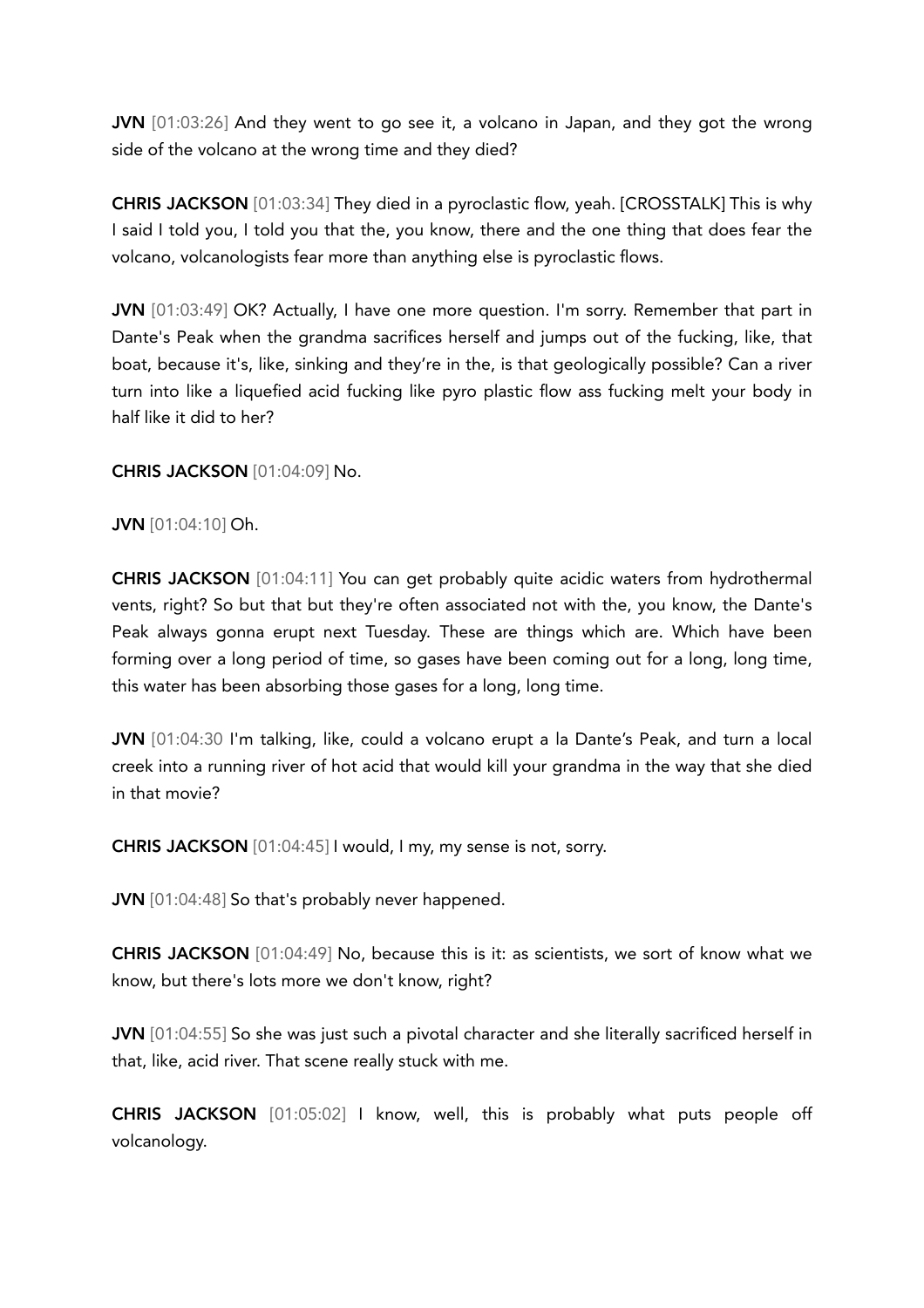**JVN** [01:03:26] And they went to go see it, a volcano in Japan, and they got the wrong side of the volcano at the wrong time and they died?

**CHRIS JACKSON** [01:03:34] They died in a pyroclastic flow, yeah. [CROSSTALK] This is why I said I told you, I told you that the, you know, there and the one thing that does fear the volcano, volcanologists fear more than anything else is pyroclastic flows.

**JVN** [01:03:49] OK? Actually, I have one more question. I'm sorry. Remember that part in Dante's Peak when the grandma sacrifices herself and jumps out of the fucking, like, that boat, because it's, like, sinking and they're in the, is that geologically possible? Can a river turn into like a liquefied acid fucking like pyro plastic flow ass fucking melt your body in half like it did to her?

**CHRIS JACKSON** [01:04:09] No.

**JVN** [01:04:10] Oh.

**CHRIS JACKSON** [01:04:11] You can get probably quite acidic waters from hydrothermal vents, right? So but that but they're often associated not with the, you know, the Dante's Peak always gonna erupt next Tuesday. These are things which are. Which have been forming over a long period of time, so gases have been coming out for a long, long time, this water has been absorbing those gases for a long, long time.

**JVN** [01:04:30 I'm talking, like, could a volcano erupt a la Dante's Peak, and turn a local creek into a running river of hot acid that would kill your grandma in the way that she died in that movie?

**CHRIS JACKSON** [01:04:45] I would, I my, my sense is not, sorry.

**JVN** [01:04:48] So that's probably never happened.

**CHRIS JACKSON** [01:04:49] No, because this is it: as scientists, we sort of know what we know, but there's lots more we don't know, right?

**JVN** [01:04:55] So she was just such a pivotal character and she literally sacrificed herself in that, like, acid river. That scene really stuck with me.

**CHRIS JACKSON** [01:05:02] I know, well, this is probably what puts people off volcanology.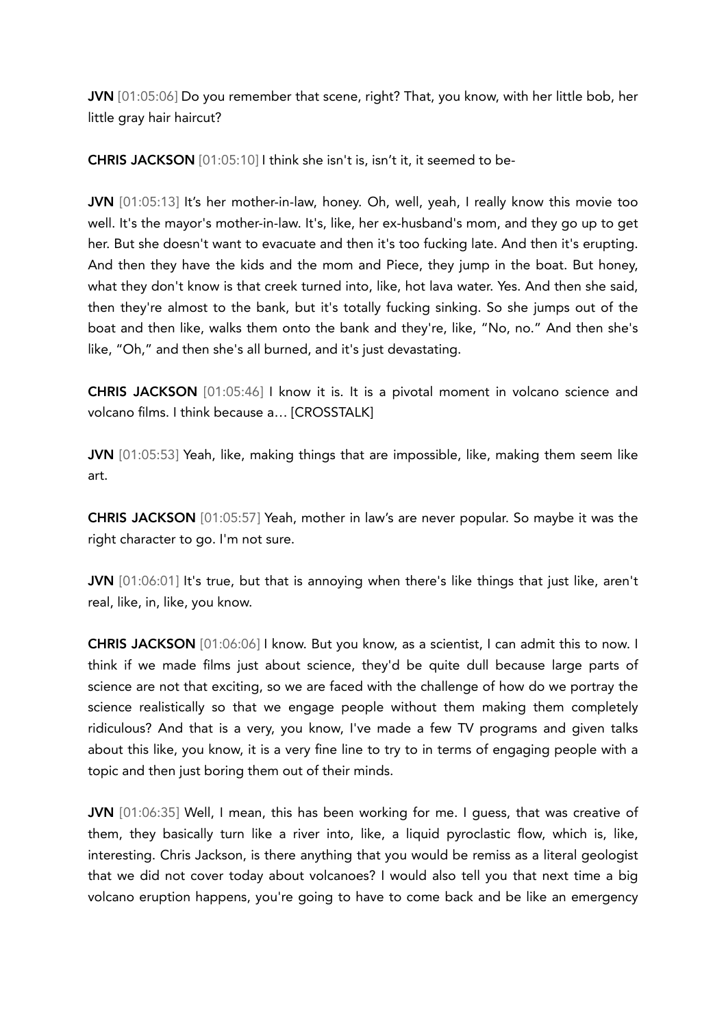**JVN** [01:05:06] Do you remember that scene, right? That, you know, with her little bob, her little gray hair haircut?

**CHRIS JACKSON** [01:05:10] I think she isn't is, isn't it, it seemed to be-

**JVN** [01:05:13] It's her mother-in-law, honey. Oh, well, yeah, I really know this movie too well. It's the mayor's mother-in-law. It's, like, her ex-husband's mom, and they go up to get her. But she doesn't want to evacuate and then it's too fucking late. And then it's erupting. And then they have the kids and the mom and Piece, they jump in the boat. But honey, what they don't know is that creek turned into, like, hot lava water. Yes. And then she said, then they're almost to the bank, but it's totally fucking sinking. So she jumps out of the boat and then like, walks them onto the bank and they're, like, "No, no." And then she's like, "Oh," and then she's all burned, and it's just devastating.

**CHRIS JACKSON** [01:05:46] I know it is. It is a pivotal moment in volcano science and volcano films. I think because a… [CROSSTALK]

**JVN** [01:05:53] Yeah, like, making things that are impossible, like, making them seem like art.

**CHRIS JACKSON** [01:05:57] Yeah, mother in law's are never popular. So maybe it was the right character to go. I'm not sure.

**JVN** [01:06:01] It's true, but that is annoying when there's like things that just like, aren't real, like, in, like, you know.

**CHRIS JACKSON** [01:06:06] I know. But you know, as a scientist, I can admit this to now. I think if we made films just about science, they'd be quite dull because large parts of science are not that exciting, so we are faced with the challenge of how do we portray the science realistically so that we engage people without them making them completely ridiculous? And that is a very, you know, I've made a few TV programs and given talks about this like, you know, it is a very fine line to try to in terms of engaging people with a topic and then just boring them out of their minds.

**JVN** [01:06:35] Well, I mean, this has been working for me. I guess, that was creative of them, they basically turn like a river into, like, a liquid pyroclastic flow, which is, like, interesting. Chris Jackson, is there anything that you would be remiss as a literal geologist that we did not cover today about volcanoes? I would also tell you that next time a big volcano eruption happens, you're going to have to come back and be like an emergency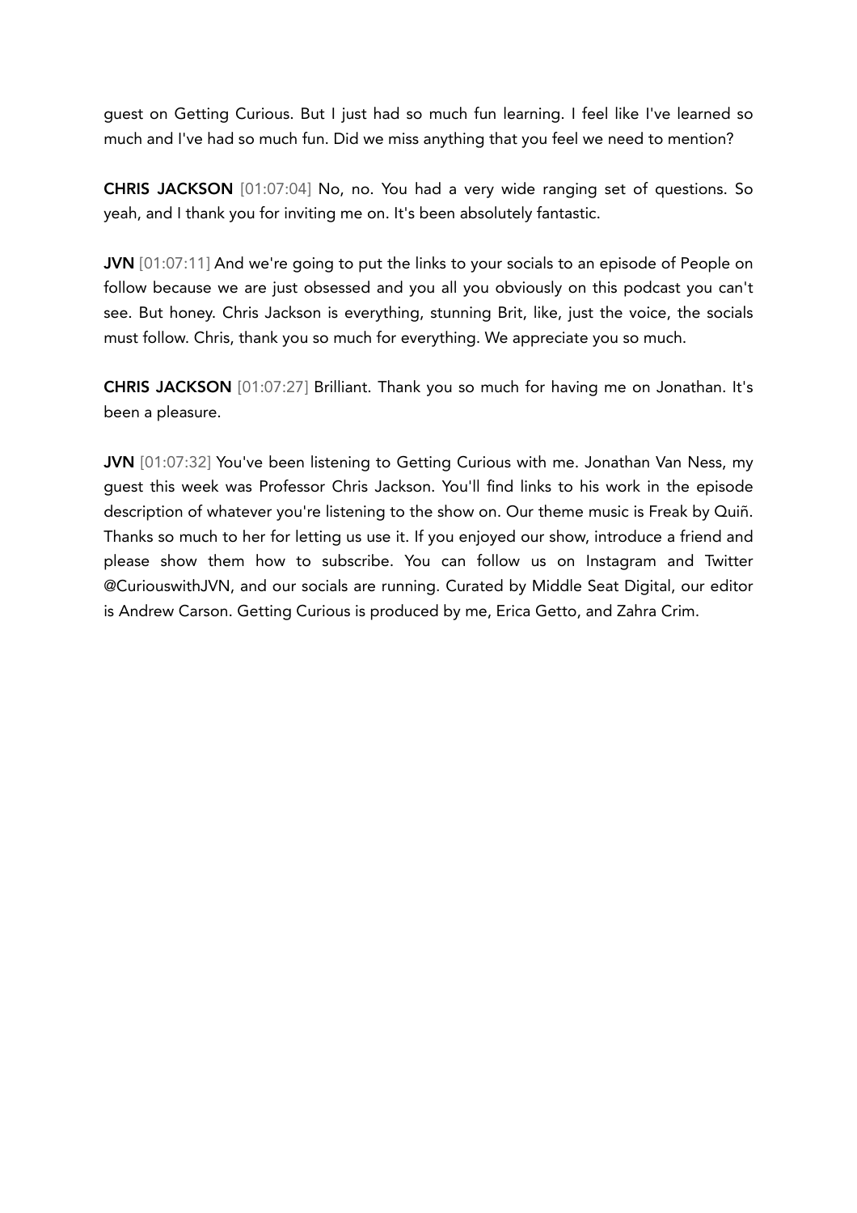guest on Getting Curious. But I just had so much fun learning. I feel like I've learned so much and I've had so much fun. Did we miss anything that you feel we need to mention?

**CHRIS JACKSON** [01:07:04] No, no. You had a very wide ranging set of questions. So yeah, and I thank you for inviting me on. It's been absolutely fantastic.

**JVN** [01:07:11] And we're going to put the links to your socials to an episode of People on follow because we are just obsessed and you all you obviously on this podcast you can't see. But honey. Chris Jackson is everything, stunning Brit, like, just the voice, the socials must follow. Chris, thank you so much for everything. We appreciate you so much.

**CHRIS JACKSON** [01:07:27] Brilliant. Thank you so much for having me on Jonathan. It's been a pleasure.

**JVN** [01:07:32] You've been listening to Getting Curious with me. Jonathan Van Ness, my guest this week was Professor Chris Jackson. You'll find links to his work in the episode description of whatever you're listening to the show on. Our theme music is Freak by Quiñ. Thanks so much to her for letting us use it. If you enjoyed our show, introduce a friend and please show them how to subscribe. You can follow us on Instagram and Twitter @CuriouswithJVN, and our socials are running. Curated by Middle Seat Digital, our editor is Andrew Carson. Getting Curious is produced by me, Erica Getto, and Zahra Crim.